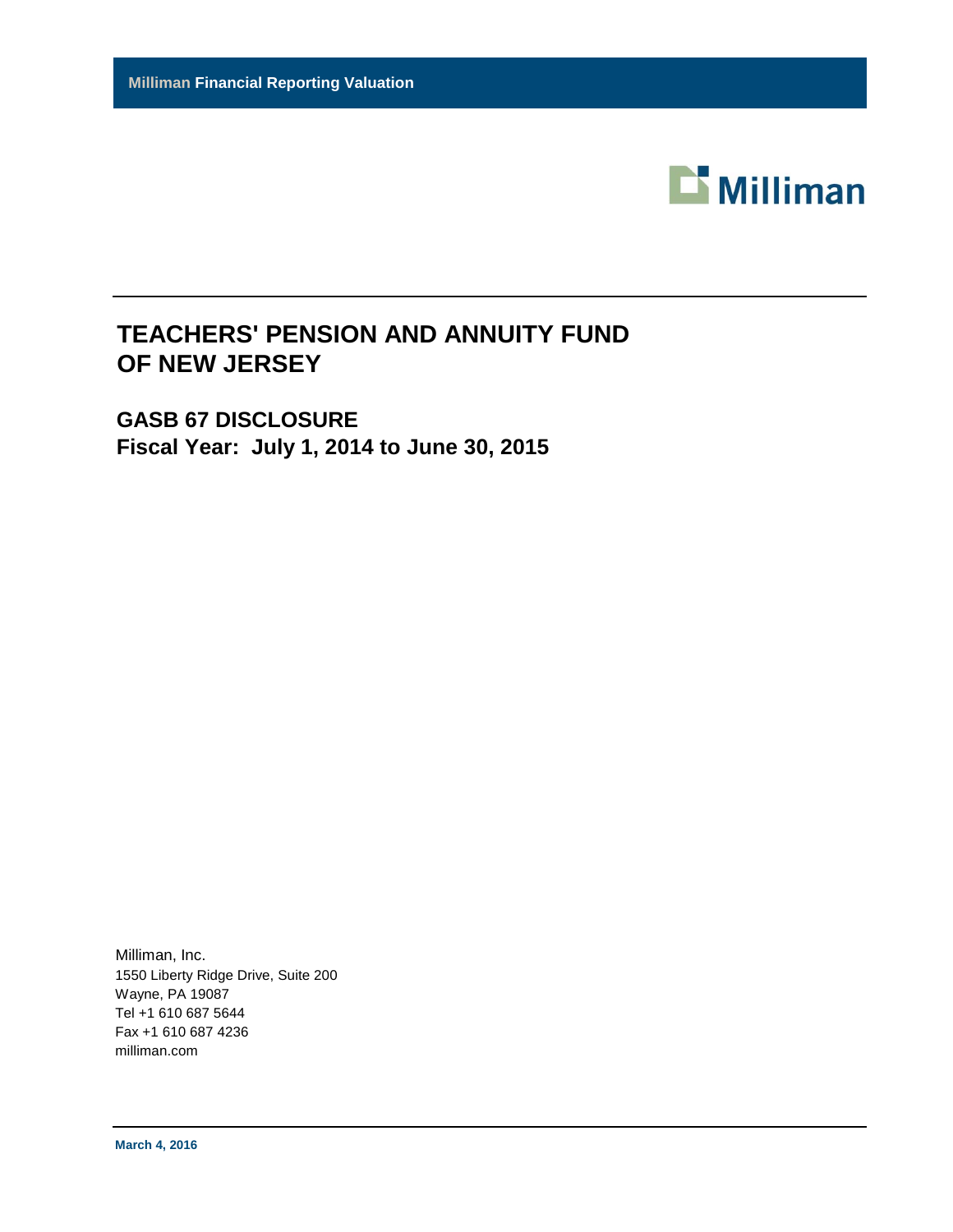**Milliman Financial Reporting Valuation**

Milliman

# TEACHERS' PENSION AND ANNUITY FUND OF NEW JERSEY

## GASB 67 DISCLOSURE
## Fiscal Year: July 1, 2014 to June 30, 2015

Milliman, Inc.
1550 Liberty Ridge Drive, Suite 200
Wayne, PA 19087
Tel +1 610 687 5644
Fax +1 610 687 4236
milliman.com

**March 4, 2016**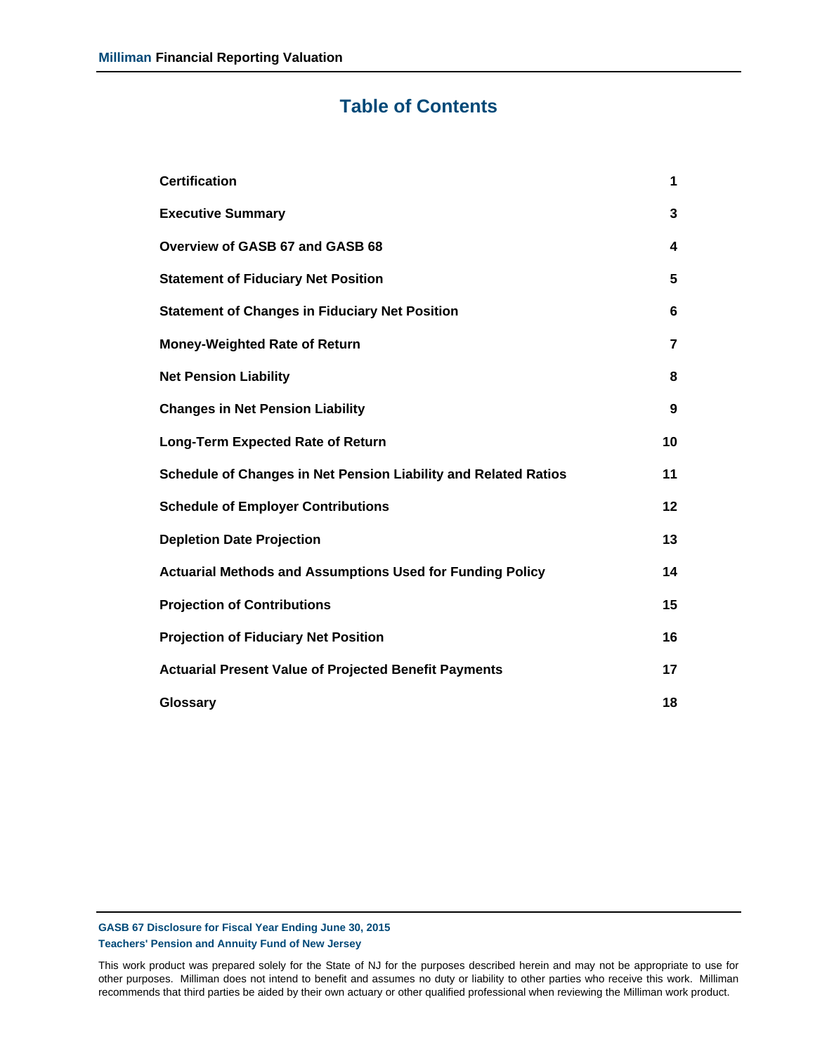# Table of Contents

| | |
|---|---|
| **Certification** | **1** |
| **Executive Summary** | **3** |
| **Overview of GASB 67 and GASB 68** | **4** |
| **Statement of Fiduciary Net Position** | **5** |
| **Statement of Changes in Fiduciary Net Position** | **6** |
| **Money-Weighted Rate of Return** | **7** |
| **Net Pension Liability** | **8** |
| **Changes in Net Pension Liability** | **9** |
| **Long-Term Expected Rate of Return** | **10** |
| **Schedule of Changes in Net Pension Liability and Related Ratios** | **11** |
| **Schedule of Employer Contributions** | **12** |
| **Depletion Date Projection** | **13** |
| **Actuarial Methods and Assumptions Used for Funding Policy** | **14** |
| **Projection of Contributions** | **15** |
| **Projection of Fiduciary Net Position** | **16** |
| **Actuarial Present Value of Projected Benefit Payments** | **17** |
| **Glossary** | **18** |

This work product was prepared solely for the State of NJ for the purposes described herein and may not be appropriate to use for other purposes. Milliman does not intend to benefit and assumes no duty or liability to other parties who receive this work. Milliman recommends that third parties be aided by their own actuary or other qualified professional when reviewing the Milliman work product.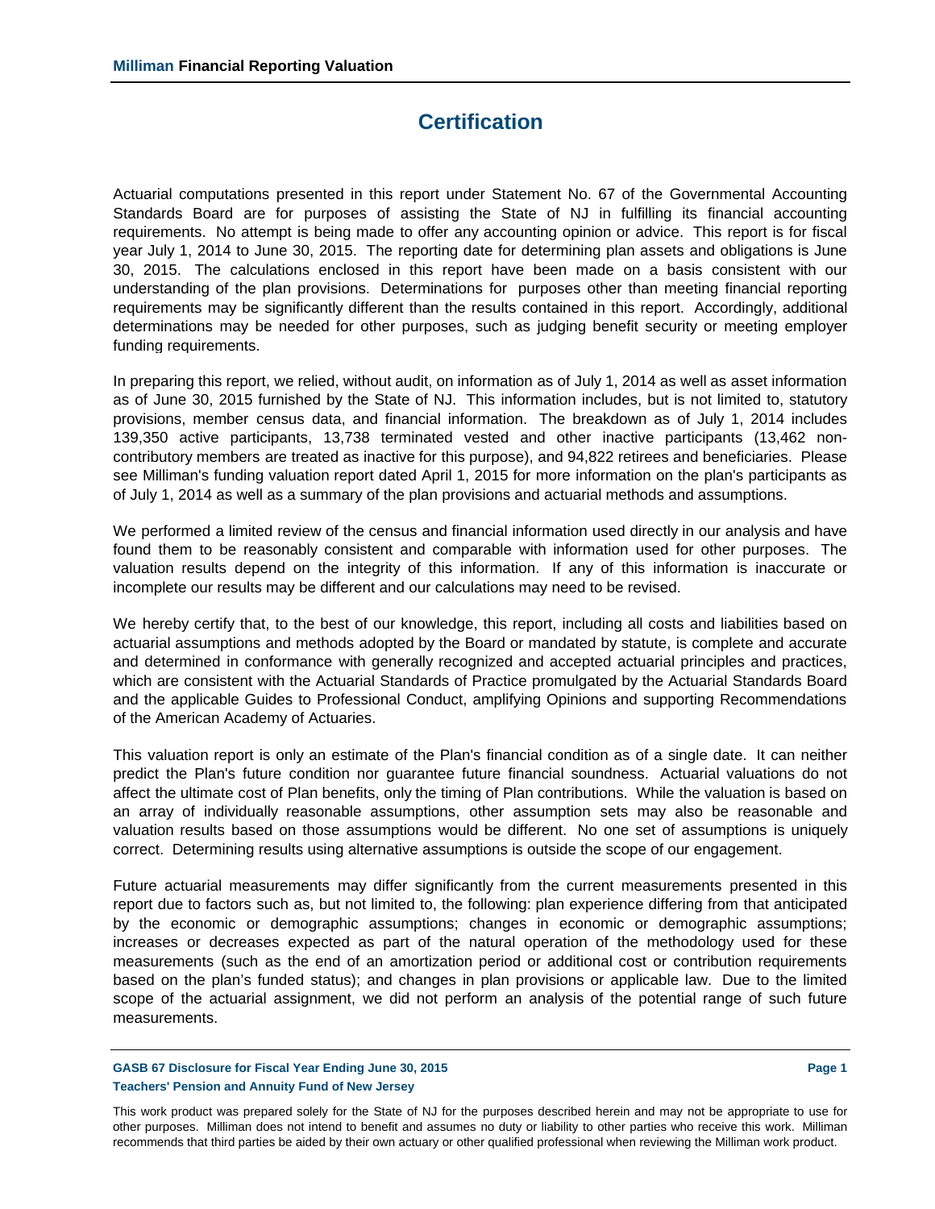# Certification

Actuarial computations presented in this report under Statement No. 67 of the Governmental Accounting Standards Board are for purposes of assisting the State of NJ in fulfilling its financial accounting requirements. No attempt is being made to offer any accounting opinion or advice. This report is for fiscal year July 1, 2014 to June 30, 2015. The reporting date for determining plan assets and obligations is June 30, 2015. The calculations enclosed in this report have been made on a basis consistent with our understanding of the plan provisions. Determinations for purposes other than meeting financial reporting requirements may be significantly different than the results contained in this report. Accordingly, additional determinations may be needed for other purposes, such as judging benefit security or meeting employer funding requirements.

In preparing this report, we relied, without audit, on information as of July 1, 2014 as well as asset information as of June 30, 2015 furnished by the State of NJ. This information includes, but is not limited to, statutory provisions, member census data, and financial information. The breakdown as of July 1, 2014 includes 139,350 active participants, 13,738 terminated vested and other inactive participants (13,462 non-contributory members are treated as inactive for this purpose), and 94,822 retirees and beneficiaries. Please see Milliman's funding valuation report dated April 1, 2015 for more information on the plan's participants as of July 1, 2014 as well as a summary of the plan provisions and actuarial methods and assumptions.

We performed a limited review of the census and financial information used directly in our analysis and have found them to be reasonably consistent and comparable with information used for other purposes. The valuation results depend on the integrity of this information. If any of this information is inaccurate or incomplete our results may be different and our calculations may need to be revised.

We hereby certify that, to the best of our knowledge, this report, including all costs and liabilities based on actuarial assumptions and methods adopted by the Board or mandated by statute, is complete and accurate and determined in conformance with generally recognized and accepted actuarial principles and practices, which are consistent with the Actuarial Standards of Practice promulgated by the Actuarial Standards Board and the applicable Guides to Professional Conduct, amplifying Opinions and supporting Recommendations of the American Academy of Actuaries.

This valuation report is only an estimate of the Plan's financial condition as of a single date. It can neither predict the Plan's future condition nor guarantee future financial soundness. Actuarial valuations do not affect the ultimate cost of Plan benefits, only the timing of Plan contributions. While the valuation is based on an array of individually reasonable assumptions, other assumption sets may also be reasonable and valuation results based on those assumptions would be different. No one set of assumptions is uniquely correct. Determining results using alternative assumptions is outside the scope of our engagement.

Future actuarial measurements may differ significantly from the current measurements presented in this report due to factors such as, but not limited to, the following: plan experience differing from that anticipated by the economic or demographic assumptions; changes in economic or demographic assumptions; increases or decreases expected as part of the natural operation of the methodology used for these measurements (such as the end of an amortization period or additional cost or contribution requirements based on the plan's funded status); and changes in plan provisions or applicable law. Due to the limited scope of the actuarial assignment, we did not perform an analysis of the potential range of such future measurements.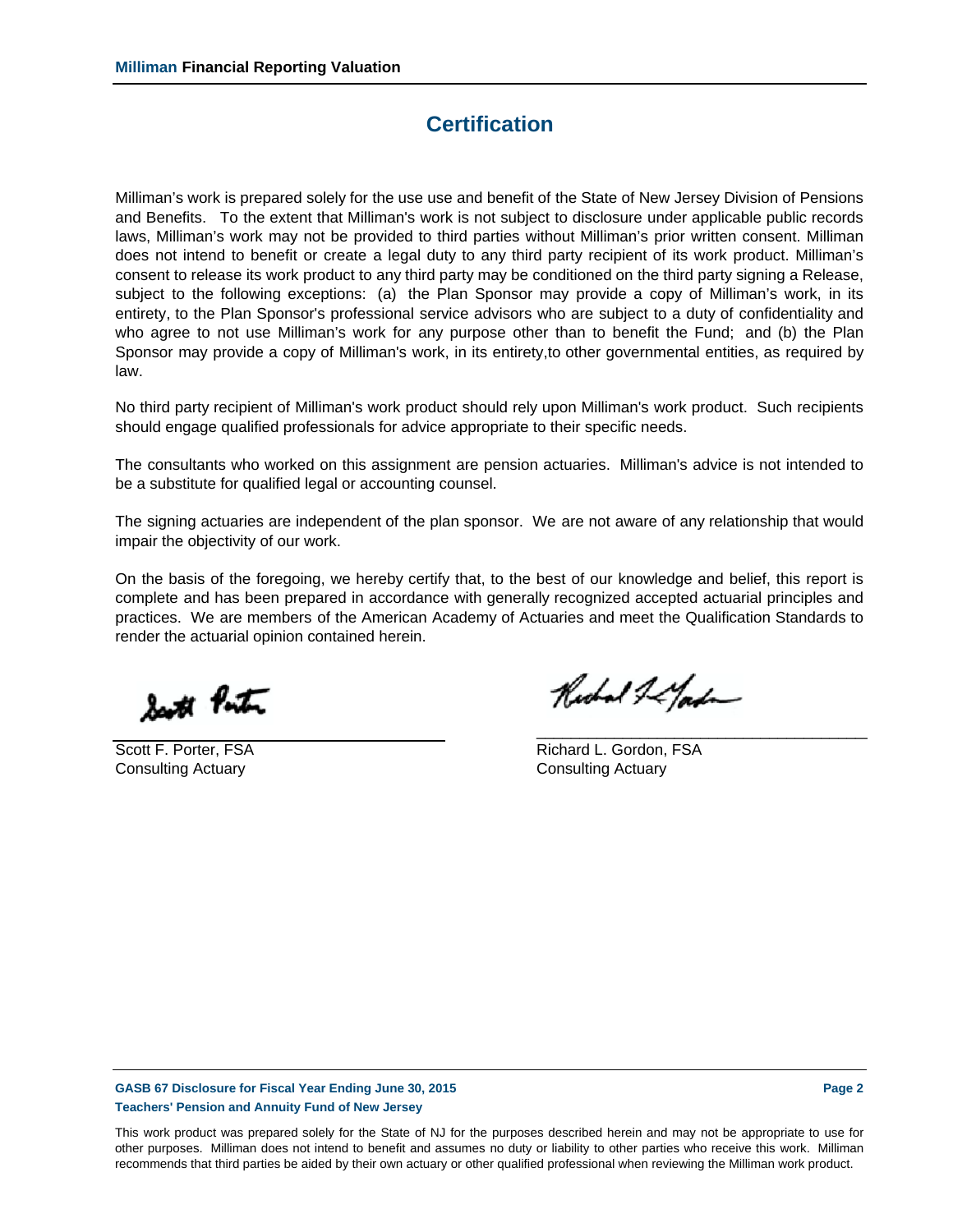# Certification

Milliman's work is prepared solely for the use use and benefit of the State of New Jersey Division of Pensions and Benefits. To the extent that Milliman's work is not subject to disclosure under applicable public records laws, Milliman's work may not be provided to third parties without Milliman's prior written consent. Milliman does not intend to benefit or create a legal duty to any third party recipient of its work product. Milliman's consent to release its work product to any third party may be conditioned on the third party signing a Release, subject to the following exceptions: (a) the Plan Sponsor may provide a copy of Milliman's work, in its entirety, to the Plan Sponsor's professional service advisors who are subject to a duty of confidentiality and who agree to not use Milliman's work for any purpose other than to benefit the Fund; and (b) the Plan Sponsor may provide a copy of Milliman's work, in its entirety,to other governmental entities, as required by law.

No third party recipient of Milliman's work product should rely upon Milliman's work product. Such recipients should engage qualified professionals for advice appropriate to their specific needs.

The consultants who worked on this assignment are pension actuaries. Milliman's advice is not intended to be a substitute for qualified legal or accounting counsel.

The signing actuaries are independent of the plan sponsor. We are not aware of any relationship that would impair the objectivity of our work.

On the basis of the foregoing, we hereby certify that, to the best of our knowledge and belief, this report is complete and has been prepared in accordance with generally recognized accepted actuarial principles and practices. We are members of the American Academy of Actuaries and meet the Qualification Standards to render the actuarial opinion contained herein.

Scott F. Porter, FSA
Consulting Actuary

Richard L. Gordon, FSA
Consulting Actuary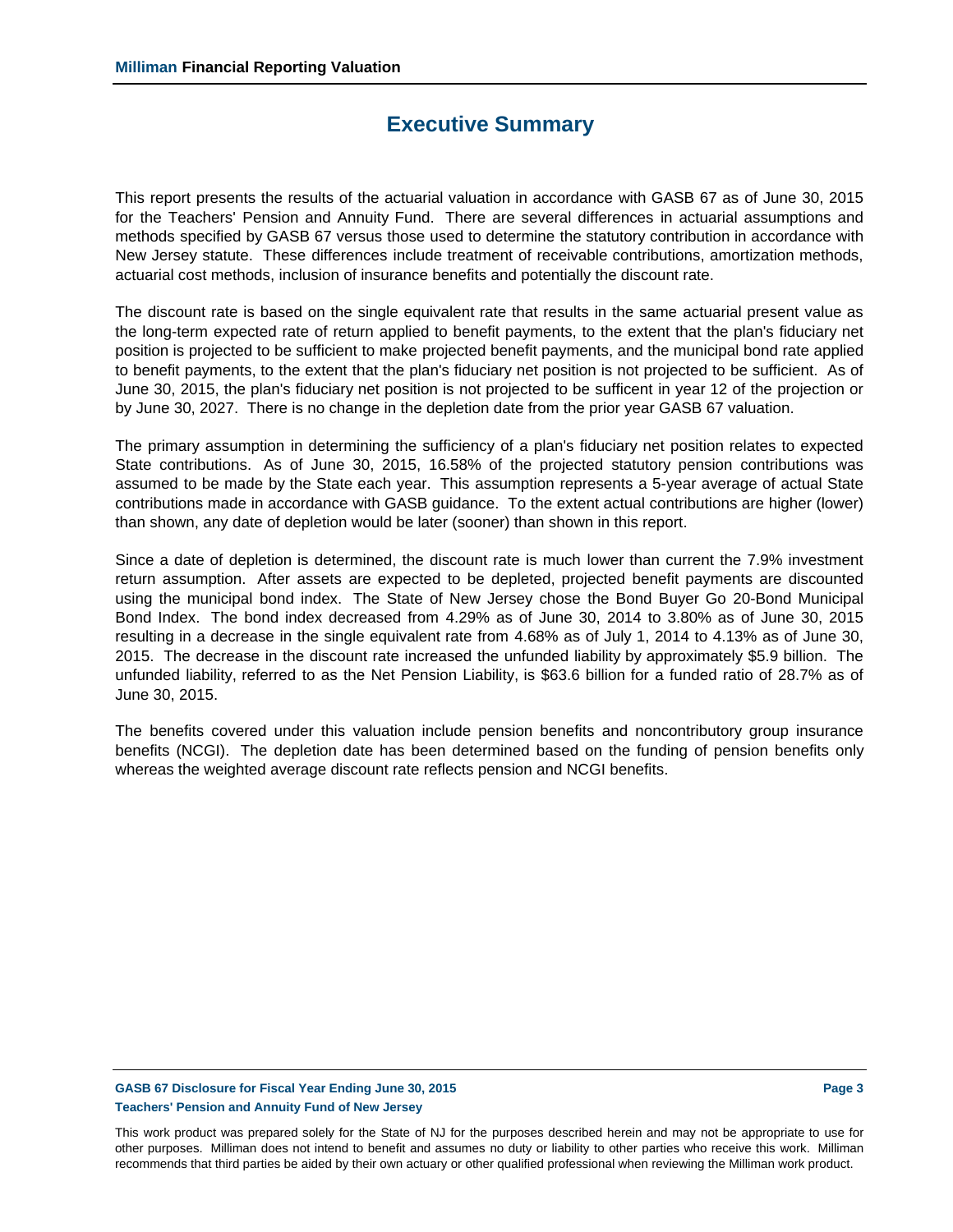# Executive Summary

This report presents the results of the actuarial valuation in accordance with GASB 67 as of June 30, 2015 for the Teachers' Pension and Annuity Fund. There are several differences in actuarial assumptions and methods specified by GASB 67 versus those used to determine the statutory contribution in accordance with New Jersey statute. These differences include treatment of receivable contributions, amortization methods, actuarial cost methods, inclusion of insurance benefits and potentially the discount rate.

The discount rate is based on the single equivalent rate that results in the same actuarial present value as the long-term expected rate of return applied to benefit payments, to the extent that the plan's fiduciary net position is projected to be sufficient to make projected benefit payments, and the municipal bond rate applied to benefit payments, to the extent that the plan's fiduciary net position is not projected to be sufficient. As of June 30, 2015, the plan's fiduciary net position is not projected to be sufficent in year 12 of the projection or by June 30, 2027. There is no change in the depletion date from the prior year GASB 67 valuation.

The primary assumption in determining the sufficiency of a plan's fiduciary net position relates to expected State contributions. As of June 30, 2015, 16.58% of the projected statutory pension contributions was assumed to be made by the State each year. This assumption represents a 5-year average of actual State contributions made in accordance with GASB guidance. To the extent actual contributions are higher (lower) than shown, any date of depletion would be later (sooner) than shown in this report.

Since a date of depletion is determined, the discount rate is much lower than current the 7.9% investment return assumption. After assets are expected to be depleted, projected benefit payments are discounted using the municipal bond index. The State of New Jersey chose the Bond Buyer Go 20-Bond Municipal Bond Index. The bond index decreased from 4.29% as of June 30, 2014 to 3.80% as of June 30, 2015 resulting in a decrease in the single equivalent rate from 4.68% as of July 1, 2014 to 4.13% as of June 30, 2015. The decrease in the discount rate increased the unfunded liability by approximately $5.9 billion. The unfunded liability, referred to as the Net Pension Liability, is $63.6 billion for a funded ratio of 28.7% as of June 30, 2015.

The benefits covered under this valuation include pension benefits and noncontributory group insurance benefits (NCGI). The depletion date has been determined based on the funding of pension benefits only whereas the weighted average discount rate reflects pension and NCGI benefits.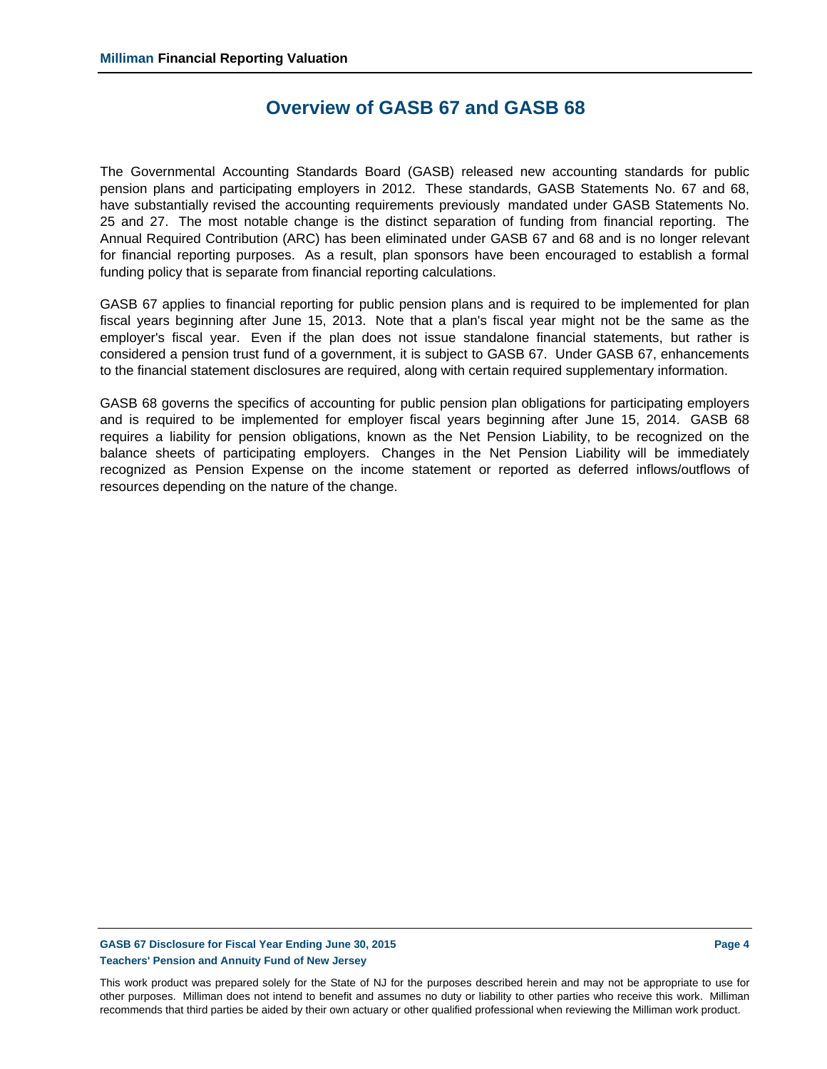# Overview of GASB 67 and GASB 68

The Governmental Accounting Standards Board (GASB) released new accounting standards for public pension plans and participating employers in 2012. These standards, GASB Statements No. 67 and 68, have substantially revised the accounting requirements previously mandated under GASB Statements No. 25 and 27. The most notable change is the distinct separation of funding from financial reporting. The Annual Required Contribution (ARC) has been eliminated under GASB 67 and 68 and is no longer relevant for financial reporting purposes. As a result, plan sponsors have been encouraged to establish a formal funding policy that is separate from financial reporting calculations.

GASB 67 applies to financial reporting for public pension plans and is required to be implemented for plan fiscal years beginning after June 15, 2013. Note that a plan's fiscal year might not be the same as the employer's fiscal year. Even if the plan does not issue standalone financial statements, but rather is considered a pension trust fund of a government, it is subject to GASB 67. Under GASB 67, enhancements to the financial statement disclosures are required, along with certain required supplementary information.

GASB 68 governs the specifics of accounting for public pension plan obligations for participating employers and is required to be implemented for employer fiscal years beginning after June 15, 2014. GASB 68 requires a liability for pension obligations, known as the Net Pension Liability, to be recognized on the balance sheets of participating employers. Changes in the Net Pension Liability will be immediately recognized as Pension Expense on the income statement or reported as deferred inflows/outflows of resources depending on the nature of the change.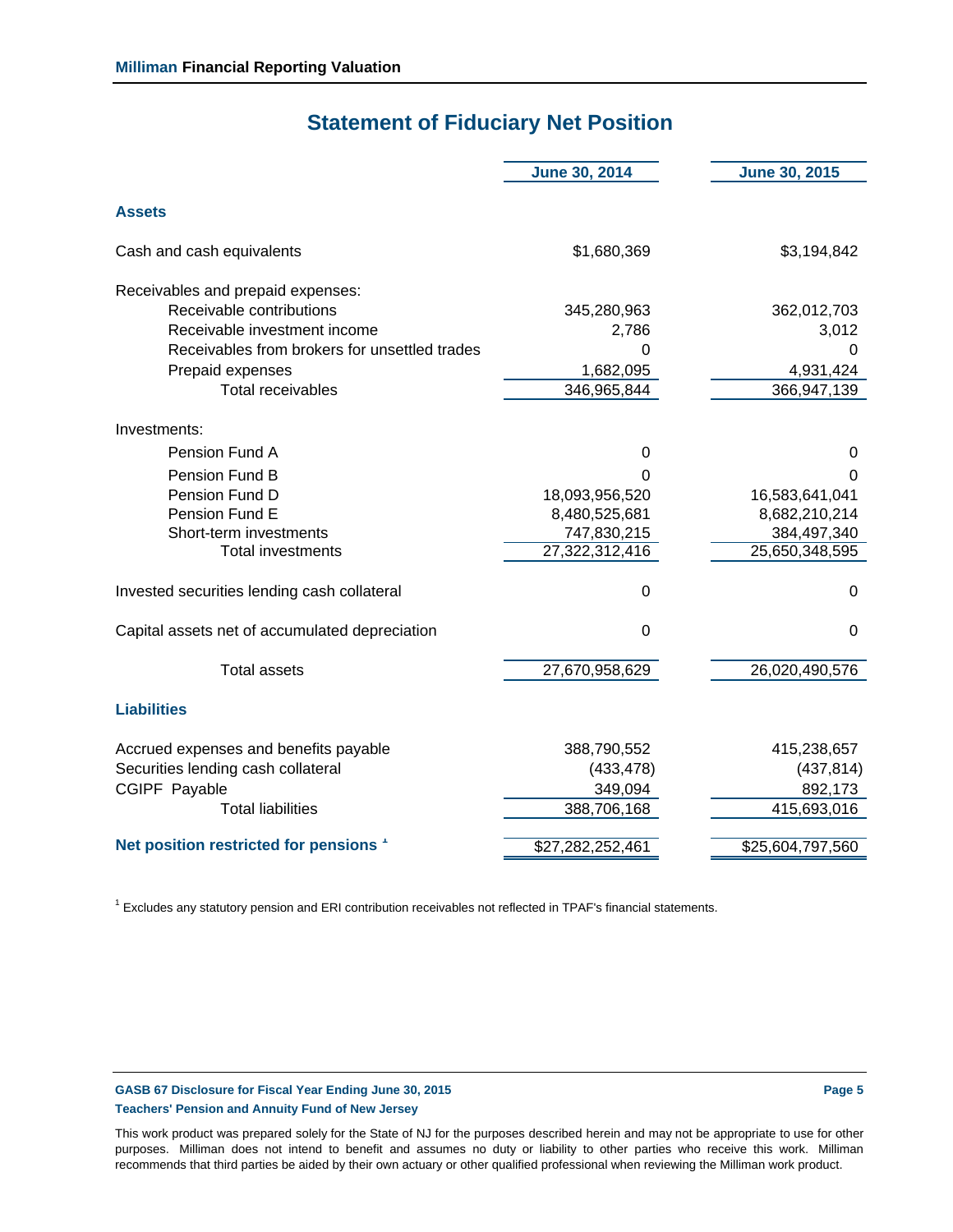## Statement of Fiduciary Net Position

| | June 30, 2014 | June 30, 2015 |
|---|---|---|
| **Assets** | | |
| Cash and cash equivalents | $1,680,369 | $3,194,842 |
| Receivables and prepaid expenses: | | |
| Receivable contributions | 345,280,963 | 362,012,703 |
| Receivable investment income | 2,786 | 3,012 |
| Receivables from brokers for unsettled trades | 0 | 0 |
| Prepaid expenses | 1,682,095 | 4,931,424 |
| Total receivables | 346,965,844 | 366,947,139 |
| Investments: | | |
| Pension Fund A | 0 | 0 |
| Pension Fund B | 0 | 0 |
| Pension Fund D | 18,093,956,520 | 16,583,641,041 |
| Pension Fund E | 8,480,525,681 | 8,682,210,214 |
| Short-term investments | 747,830,215 | 384,497,340 |
| Total investments | 27,322,312,416 | 25,650,348,595 |
| Invested securities lending cash collateral | 0 | 0 |
| Capital assets net of accumulated depreciation | 0 | 0 |
| Total assets | 27,670,958,629 | 26,020,490,576 |
| **Liabilities** | | |
| Accrued expenses and benefits payable | 388,790,552 | 415,238,657 |
| Securities lending cash collateral | (433,478) | (437,814) |
| CGIPF Payable | 349,094 | 892,173 |
| Total liabilities | 388,706,168 | 415,693,016 |
| **Net position restricted for pensions [1]** | $27,282,252,461 | $25,604,797,560 |

[1] Excludes any statutory pension and ERI contribution receivables not reflected in TPAF's financial statements.

This work product was prepared solely for the State of NJ for the purposes described herein and may not be appropriate to use for other purposes. Milliman does not intend to benefit and assumes no duty or liability to other parties who receive this work. Milliman recommends that third parties be aided by their own actuary or other qualified professional when reviewing the Milliman work product.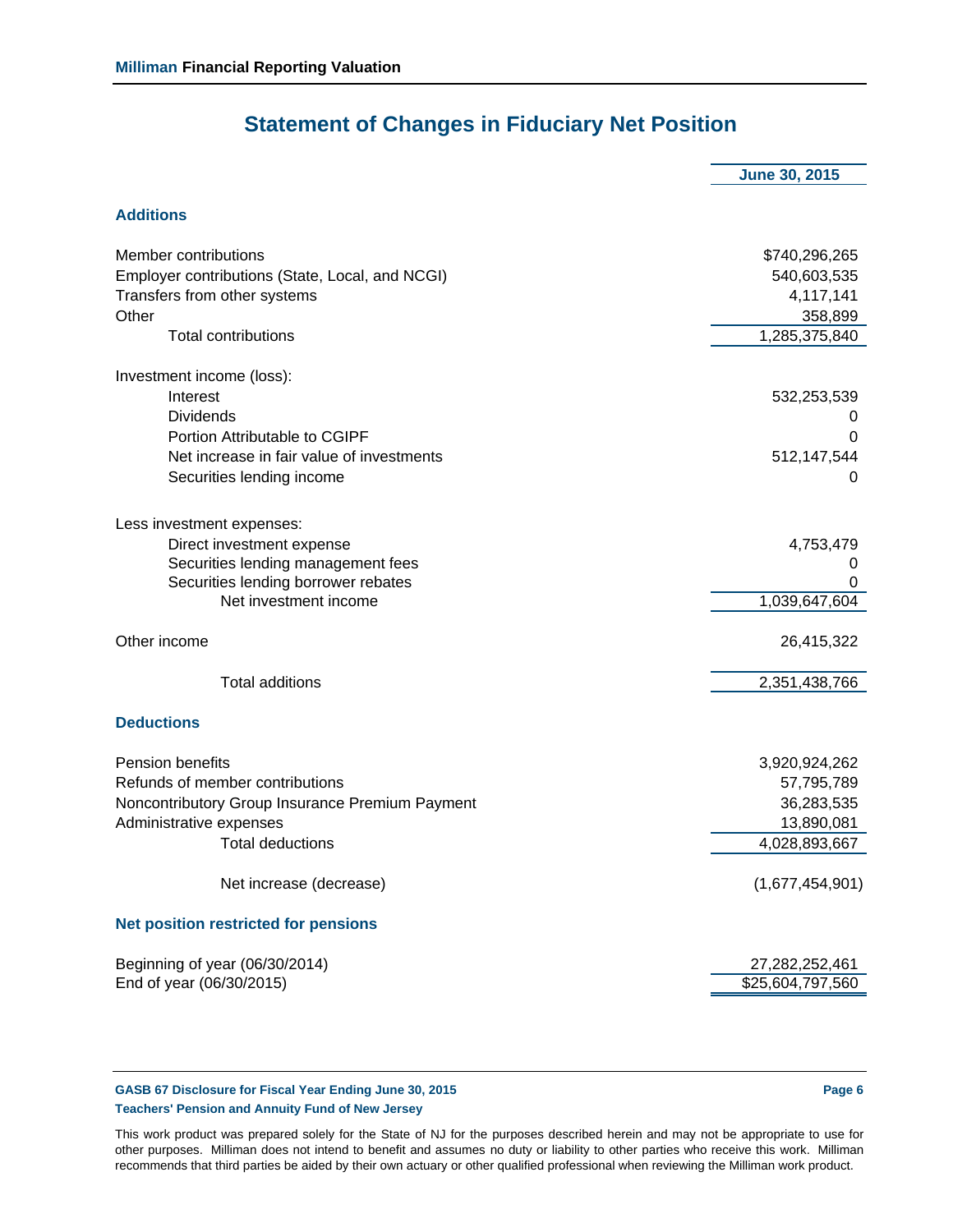## Statement of Changes in Fiduciary Net Position

| | June 30, 2015 |
|---|---|
| **Additions** | |
| Member contributions | $740,296,265 |
| Employer contributions (State, Local, and NCGI) | 540,603,535 |
| Transfers from other systems | 4,117,141 |
| Other | 358,899 |
| Total contributions | 1,285,375,840 |
| Investment income (loss): | |
| Interest | 532,253,539 |
| Dividends | 0 |
| Portion Attributable to CGIPF | 0 |
| Net increase in fair value of investments | 512,147,544 |
| Securities lending income | 0 |
| Less investment expenses: | |
| Direct investment expense | 4,753,479 |
| Securities lending management fees | 0 |
| Securities lending borrower rebates | 0 |
| Net investment income | 1,039,647,604 |
| Other income | 26,415,322 |
| Total additions | 2,351,438,766 |
| **Deductions** | |
| Pension benefits | 3,920,924,262 |
| Refunds of member contributions | 57,795,789 |
| Noncontributory Group Insurance Premium Payment | 36,283,535 |
| Administrative expenses | 13,890,081 |
| Total deductions | 4,028,893,667 |
| Net increase (decrease) | (1,677,454,901) |
| **Net position restricted for pensions** | |
| Beginning of year (06/30/2014) | 27,282,252,461 |
| End of year (06/30/2015) | $25,604,797,560 |

This work product was prepared solely for the State of NJ for the purposes described herein and may not be appropriate to use for other purposes. Milliman does not intend to benefit and assumes no duty or liability to other parties who receive this work. Milliman recommends that third parties be aided by their own actuary or other qualified professional when reviewing the Milliman work product.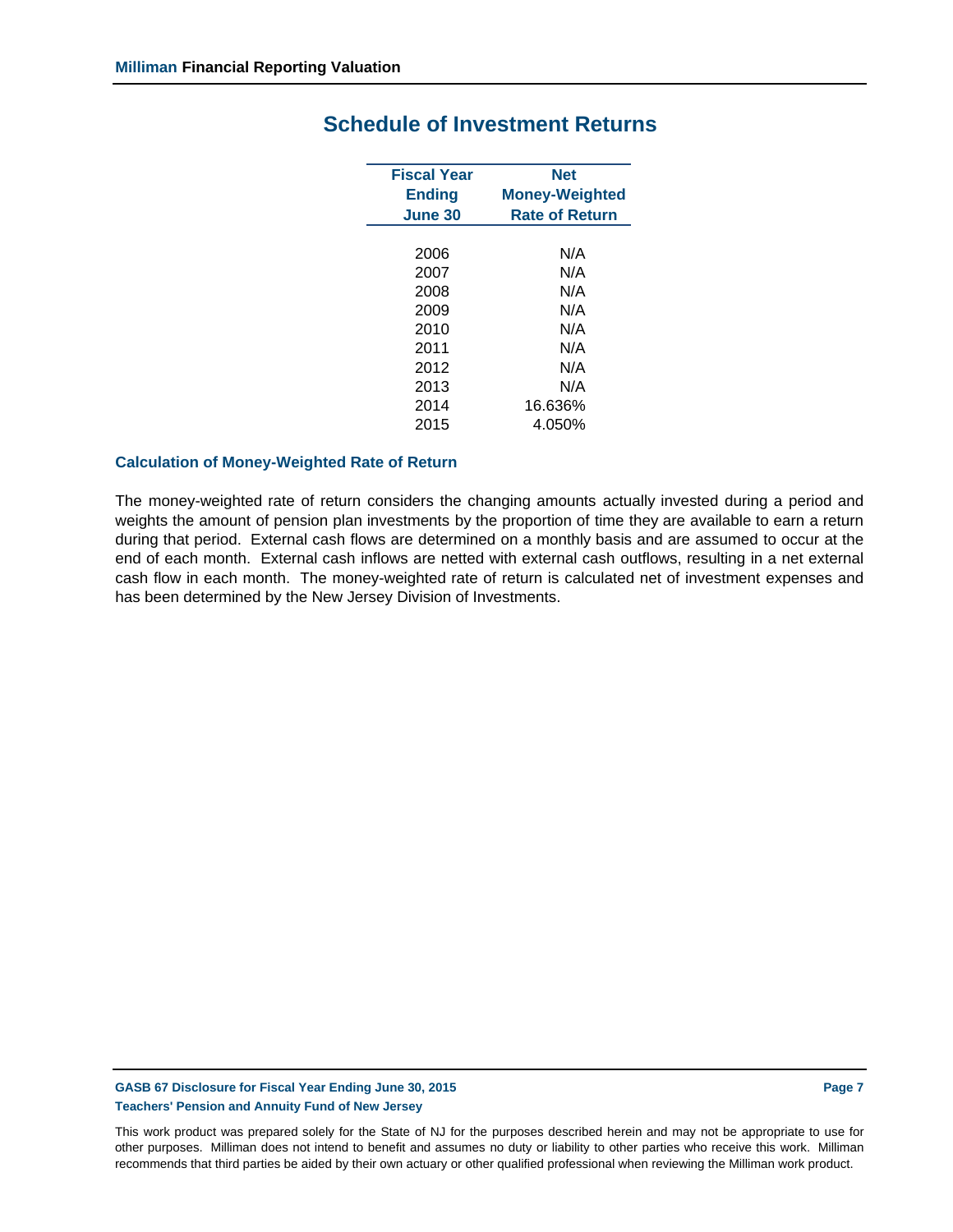## Schedule of Investment Returns

| Fiscal Year Ending June 30 | Net Money-Weighted Rate of Return |
|---|---|
| 2006 | N/A |
| 2007 | N/A |
| 2008 | N/A |
| 2009 | N/A |
| 2010 | N/A |
| 2011 | N/A |
| 2012 | N/A |
| 2013 | N/A |
| 2014 | 16.636% |
| 2015 | 4.050% |

### Calculation of Money-Weighted Rate of Return

The money-weighted rate of return considers the changing amounts actually invested during a period and weights the amount of pension plan investments by the proportion of time they are available to earn a return during that period. External cash flows are determined on a monthly basis and are assumed to occur at the end of each month. External cash inflows are netted with external cash outflows, resulting in a net external cash flow in each month. The money-weighted rate of return is calculated net of investment expenses and has been determined by the New Jersey Division of Investments.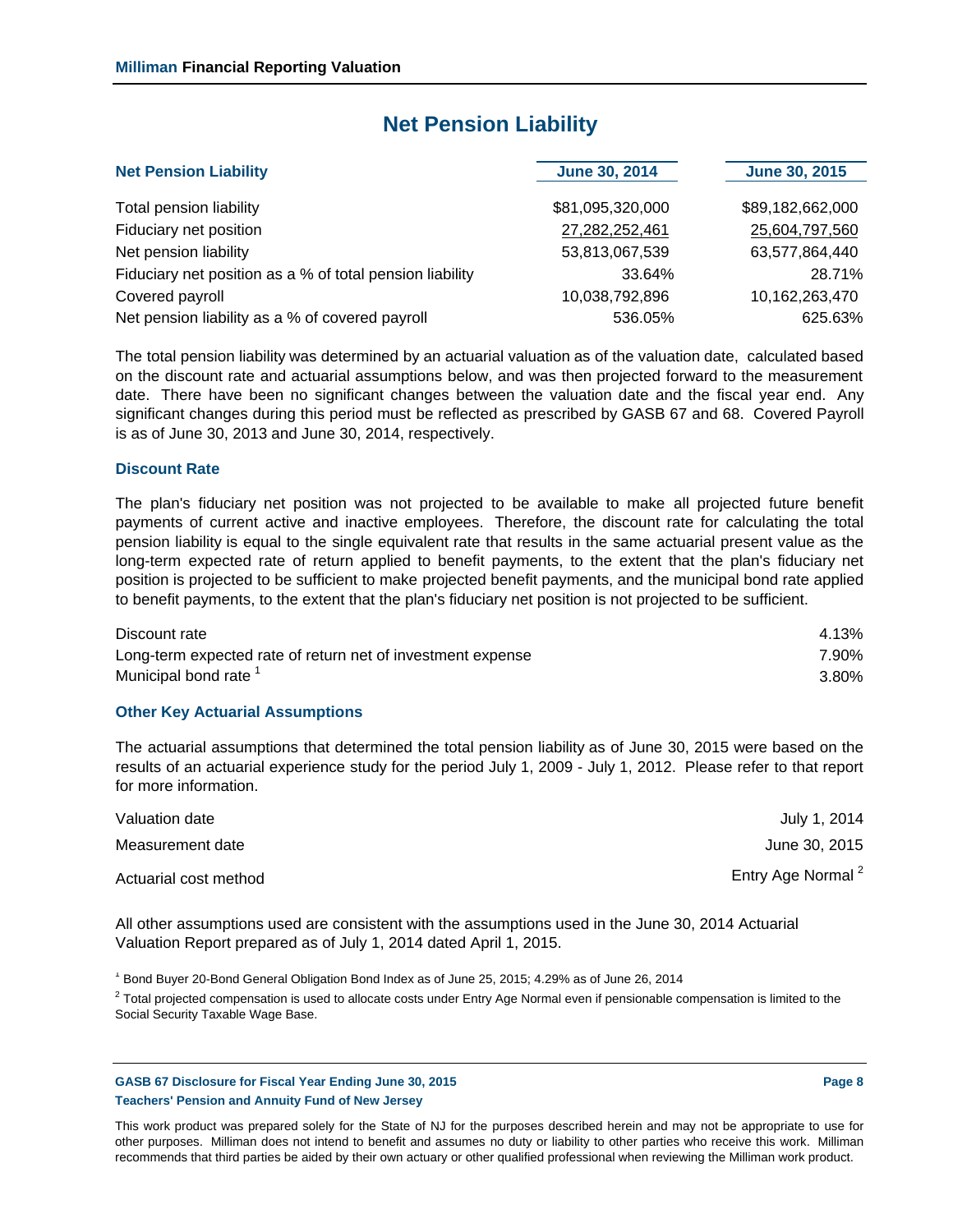# Net Pension Liability

| Net Pension Liability | June 30, 2014 | June 30, 2015 |
|---|---|---|
| Total pension liability | $81,095,320,000 | $89,182,662,000 |
| Fiduciary net position | 27,282,252,461 | 25,604,797,560 |
| Net pension liability | 53,813,067,539 | 63,577,864,440 |
| Fiduciary net position as a % of total pension liability | 33.64% | 28.71% |
| Covered payroll | 10,038,792,896 | 10,162,263,470 |
| Net pension liability as a % of covered payroll | 536.05% | 625.63% |

The total pension liability was determined by an actuarial valuation as of the valuation date, calculated based on the discount rate and actuarial assumptions below, and was then projected forward to the measurement date. There have been no significant changes between the valuation date and the fiscal year end. Any significant changes during this period must be reflected as prescribed by GASB 67 and 68. Covered Payroll is as of June 30, 2013 and June 30, 2014, respectively.

### Discount Rate

The plan's fiduciary net position was not projected to be available to make all projected future benefit payments of current active and inactive employees. Therefore, the discount rate for calculating the total pension liability is equal to the single equivalent rate that results in the same actuarial present value as the long-term expected rate of return applied to benefit payments, to the extent that the plan's fiduciary net position is projected to be sufficient to make projected benefit payments, and the municipal bond rate applied to benefit payments, to the extent that the plan's fiduciary net position is not projected to be sufficient.

| | |
|---|---|
| Discount rate | 4.13% |
| Long-term expected rate of return net of investment expense | 7.90% |
| Municipal bond rate [1] | 3.80% |

### Other Key Actuarial Assumptions

The actuarial assumptions that determined the total pension liability as of June 30, 2015 were based on the results of an actuarial experience study for the period July 1, 2009 - July 1, 2012. Please refer to that report for more information.

| | |
|---|---|
| Valuation date | July 1, 2014 |
| Measurement date | June 30, 2015 |
| Actuarial cost method | Entry Age Normal [2] |

All other assumptions used are consistent with the assumptions used in the June 30, 2014 Actuarial Valuation Report prepared as of July 1, 2014 dated April 1, 2015.

[1] Bond Buyer 20-Bond General Obligation Bond Index as of June 25, 2015; 4.29% as of June 26, 2014

[2] Total projected compensation is used to allocate costs under Entry Age Normal even if pensionable compensation is limited to the Social Security Taxable Wage Base.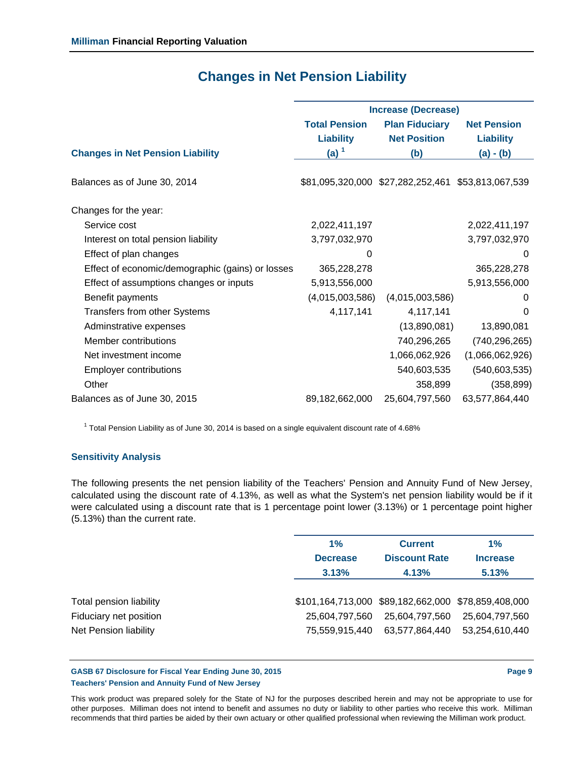## Changes in Net Pension Liability

| Changes in Net Pension Liability | Total Pension Liability (a) [1] | Plan Fiduciary Net Position (b) | Net Pension Liability (a) - (b) |
|---|---|---|---|
| | Increase (Decrease) | | |
| Balances as of June 30, 2014 | $81,095,320,000 | $27,282,252,461 | $53,813,067,539 |
| Changes for the year: | | | |
| Service cost | 2,022,411,197 | | 2,022,411,197 |
| Interest on total pension liability | 3,797,032,970 | | 3,797,032,970 |
| Effect of plan changes | 0 | | 0 |
| Effect of economic/demographic (gains) or losses | 365,228,278 | | 365,228,278 |
| Effect of assumptions changes or inputs | 5,913,556,000 | | 5,913,556,000 |
| Benefit payments | (4,015,003,586) | (4,015,003,586) | 0 |
| Transfers from other Systems | 4,117,141 | 4,117,141 | 0 |
| Adminstrative expenses | | (13,890,081) | 13,890,081 |
| Member contributions | | 740,296,265 | (740,296,265) |
| Net investment income | | 1,066,062,926 | (1,066,062,926) |
| Employer contributions | | 540,603,535 | (540,603,535) |
| Other | | 358,899 | (358,899) |
| Balances as of June 30, 2015 | 89,182,662,000 | 25,604,797,560 | 63,577,864,440 |

[1] Total Pension Liability as of June 30, 2014 is based on a single equivalent discount rate of 4.68%

### Sensitivity Analysis

The following presents the net pension liability of the Teachers' Pension and Annuity Fund of New Jersey, calculated using the discount rate of 4.13%, as well as what the System's net pension liability would be if it were calculated using a discount rate that is 1 percentage point lower (3.13%) or 1 percentage point higher (5.13%) than the current rate.

| | 1% Decrease 3.13% | Current Discount Rate 4.13% | 1% Increase 5.13% |
|---|---|---|---|
| Total pension liability | $101,164,713,000 | $89,182,662,000 | $78,859,408,000 |
| Fiduciary net position | 25,604,797,560 | 25,604,797,560 | 25,604,797,560 |
| Net Pension liability | 75,559,915,440 | 63,577,864,440 | 53,254,610,440 |

This work product was prepared solely for the State of NJ for the purposes described herein and may not be appropriate to use for other purposes. Milliman does not intend to benefit and assumes no duty or liability to other parties who receive this work. Milliman recommends that third parties be aided by their own actuary or other qualified professional when reviewing the Milliman work product.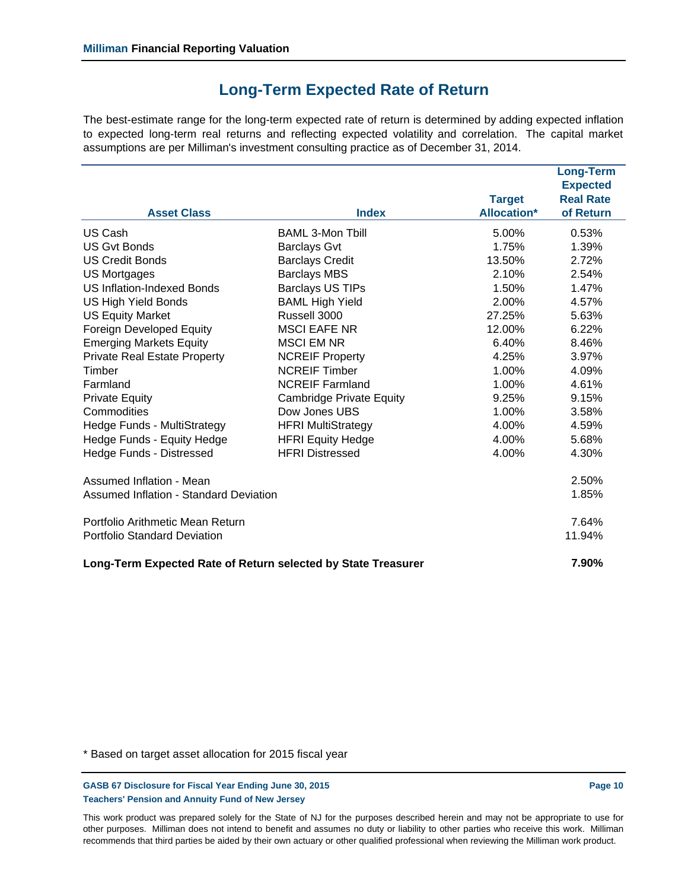## Long-Term Expected Rate of Return

The best-estimate range for the long-term expected rate of return is determined by adding expected inflation to expected long-term real returns and reflecting expected volatility and correlation. The capital market assumptions are per Milliman's investment consulting practice as of December 31, 2014.

| Asset Class | Index | Target Allocation* | Long-Term Expected Real Rate of Return |
|---|---|---|---|
| US Cash | BAML 3-Mon Tbill | 5.00% | 0.53% |
| US Gvt Bonds | Barclays Gvt | 1.75% | 1.39% |
| US Credit Bonds | Barclays Credit | 13.50% | 2.72% |
| US Mortgages | Barclays MBS | 2.10% | 2.54% |
| US Inflation-Indexed Bonds | Barclays US TIPs | 1.50% | 1.47% |
| US High Yield Bonds | BAML High Yield | 2.00% | 4.57% |
| US Equity Market | Russell 3000 | 27.25% | 5.63% |
| Foreign Developed Equity | MSCI EAFE NR | 12.00% | 6.22% |
| Emerging Markets Equity | MSCI EM NR | 6.40% | 8.46% |
| Private Real Estate Property | NCREIF Property | 4.25% | 3.97% |
| Timber | NCREIF Timber | 1.00% | 4.09% |
| Farmland | NCREIF Farmland | 1.00% | 4.61% |
| Private Equity | Cambridge Private Equity | 9.25% | 9.15% |
| Commodities | Dow Jones UBS | 1.00% | 3.58% |
| Hedge Funds - MultiStrategy | HFRI MultiStrategy | 4.00% | 4.59% |
| Hedge Funds - Equity Hedge | HFRI Equity Hedge | 4.00% | 5.68% |
| Hedge Funds - Distressed | HFRI Distressed | 4.00% | 4.30% |
| | | | |
| Assumed Inflation - Mean | | | 2.50% |
| Assumed Inflation - Standard Deviation | | | 1.85% |
| | | | |
| Portfolio Arithmetic Mean Return | | | 7.64% |
| Portfolio Standard Deviation | | | 11.94% |
| | | | |
| **Long-Term Expected Rate of Return selected by State Treasurer** | | | **7.90%** |

* Based on target asset allocation for 2015 fiscal year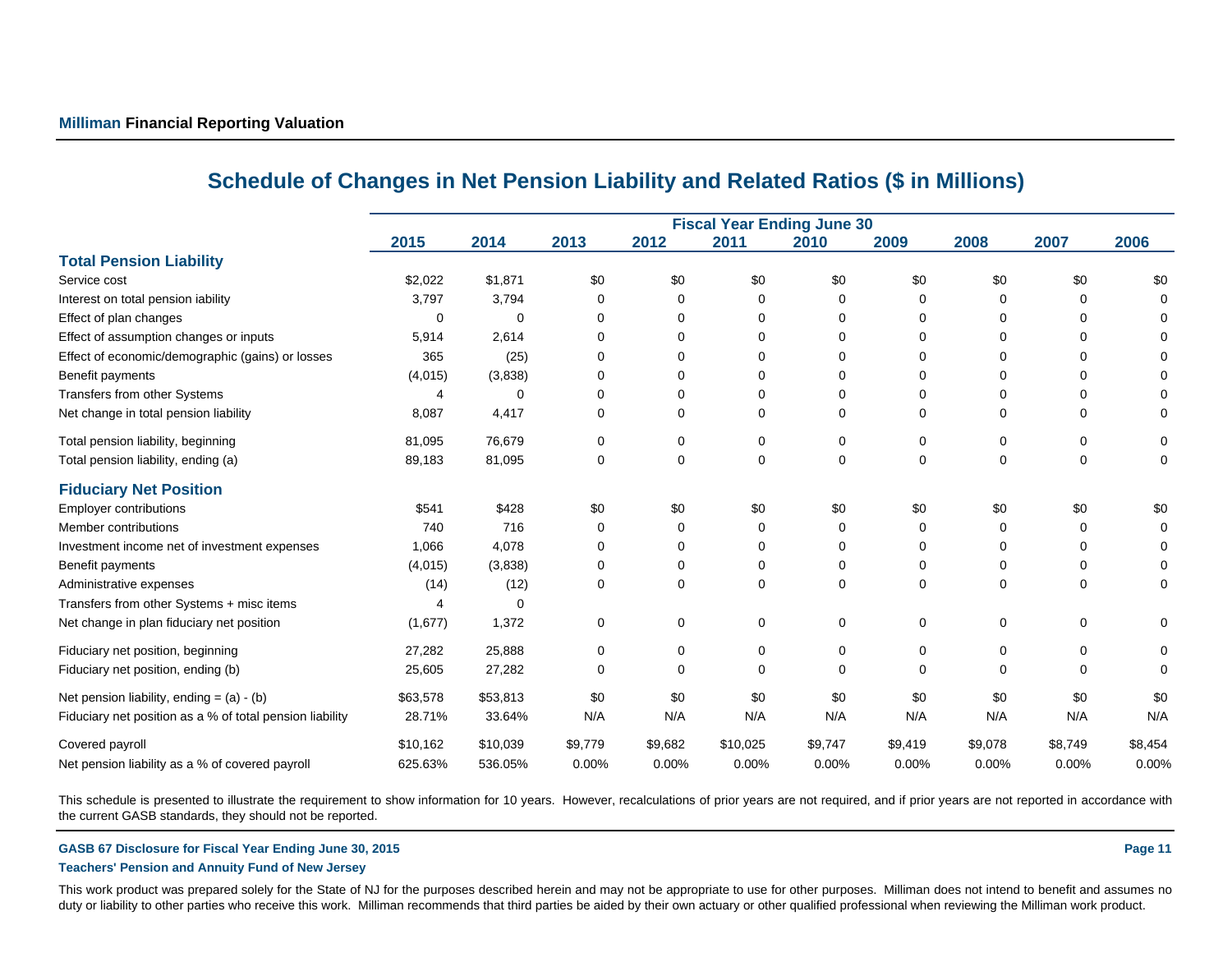## Schedule of Changes in Net Pension Liability and Related Ratios ($ in Millions)

| | Fiscal Year Ending June 30 | | | | | | | | | |
|---|---|---|---|---|---|---|---|---|---|---|
| | 2015 | 2014 | 2013 | 2012 | 2011 | 2010 | 2009 | 2008 | 2007 | 2006 |
| **Total Pension Liability** | | | | | | | | | | |
| Service cost | $2,022 | $1,871 | $0 | $0 | $0 | $0 | $0 | $0 | $0 | $0 |
| Interest on total pension iability | 3,797 | 3,794 | 0 | 0 | 0 | 0 | 0 | 0 | 0 | 0 |
| Effect of plan changes | 0 | 0 | 0 | 0 | 0 | 0 | 0 | 0 | 0 | 0 |
| Effect of assumption changes or inputs | 5,914 | 2,614 | 0 | 0 | 0 | 0 | 0 | 0 | 0 | 0 |
| Effect of economic/demographic (gains) or losses | 365 | (25) | 0 | 0 | 0 | 0 | 0 | 0 | 0 | 0 |
| Benefit payments | (4,015) | (3,838) | 0 | 0 | 0 | 0 | 0 | 0 | 0 | 0 |
| Transfers from other Systems | 4 | 0 | 0 | 0 | 0 | 0 | 0 | 0 | 0 | 0 |
| Net change in total pension liability | 8,087 | 4,417 | 0 | 0 | 0 | 0 | 0 | 0 | 0 | 0 |
| Total pension liability, beginning | 81,095 | 76,679 | 0 | 0 | 0 | 0 | 0 | 0 | 0 | 0 |
| Total pension liability, ending (a) | 89,183 | 81,095 | 0 | 0 | 0 | 0 | 0 | 0 | 0 | 0 |
| **Fiduciary Net Position** | | | | | | | | | | |
| Employer contributions | $541 | $428 | $0 | $0 | $0 | $0 | $0 | $0 | $0 | $0 |
| Member contributions | 740 | 716 | 0 | 0 | 0 | 0 | 0 | 0 | 0 | 0 |
| Investment income net of investment expenses | 1,066 | 4,078 | 0 | 0 | 0 | 0 | 0 | 0 | 0 | 0 |
| Benefit payments | (4,015) | (3,838) | 0 | 0 | 0 | 0 | 0 | 0 | 0 | 0 |
| Administrative expenses | (14) | (12) | 0 | 0 | 0 | 0 | 0 | 0 | 0 | 0 |
| Transfers from other Systems + misc items | 4 | 0 | | | | | | | | |
| Net change in plan fiduciary net position | (1,677) | 1,372 | 0 | 0 | 0 | 0 | 0 | 0 | 0 | 0 |
| Fiduciary net position, beginning | 27,282 | 25,888 | 0 | 0 | 0 | 0 | 0 | 0 | 0 | 0 |
| Fiduciary net position, ending (b) | 25,605 | 27,282 | 0 | 0 | 0 | 0 | 0 | 0 | 0 | 0 |
| Net pension liability, ending = (a) - (b) | $63,578 | $53,813 | $0 | $0 | $0 | $0 | $0 | $0 | $0 | $0 |
| Fiduciary net position as a % of total pension liability | 28.71% | 33.64% | N/A | N/A | N/A | N/A | N/A | N/A | N/A | N/A |
| Covered payroll | $10,162 | $10,039 | $9,779 | $9,682 | $10,025 | $9,747 | $9,419 | $9,078 | $8,749 | $8,454 |
| Net pension liability as a % of covered payroll | 625.63% | 536.05% | 0.00% | 0.00% | 0.00% | 0.00% | 0.00% | 0.00% | 0.00% | 0.00% |

This schedule is presented to illustrate the requirement to show information for 10 years. However, recalculations of prior years are not required, and if prior years are not reported in accordance with the current GASB standards, they should not be reported.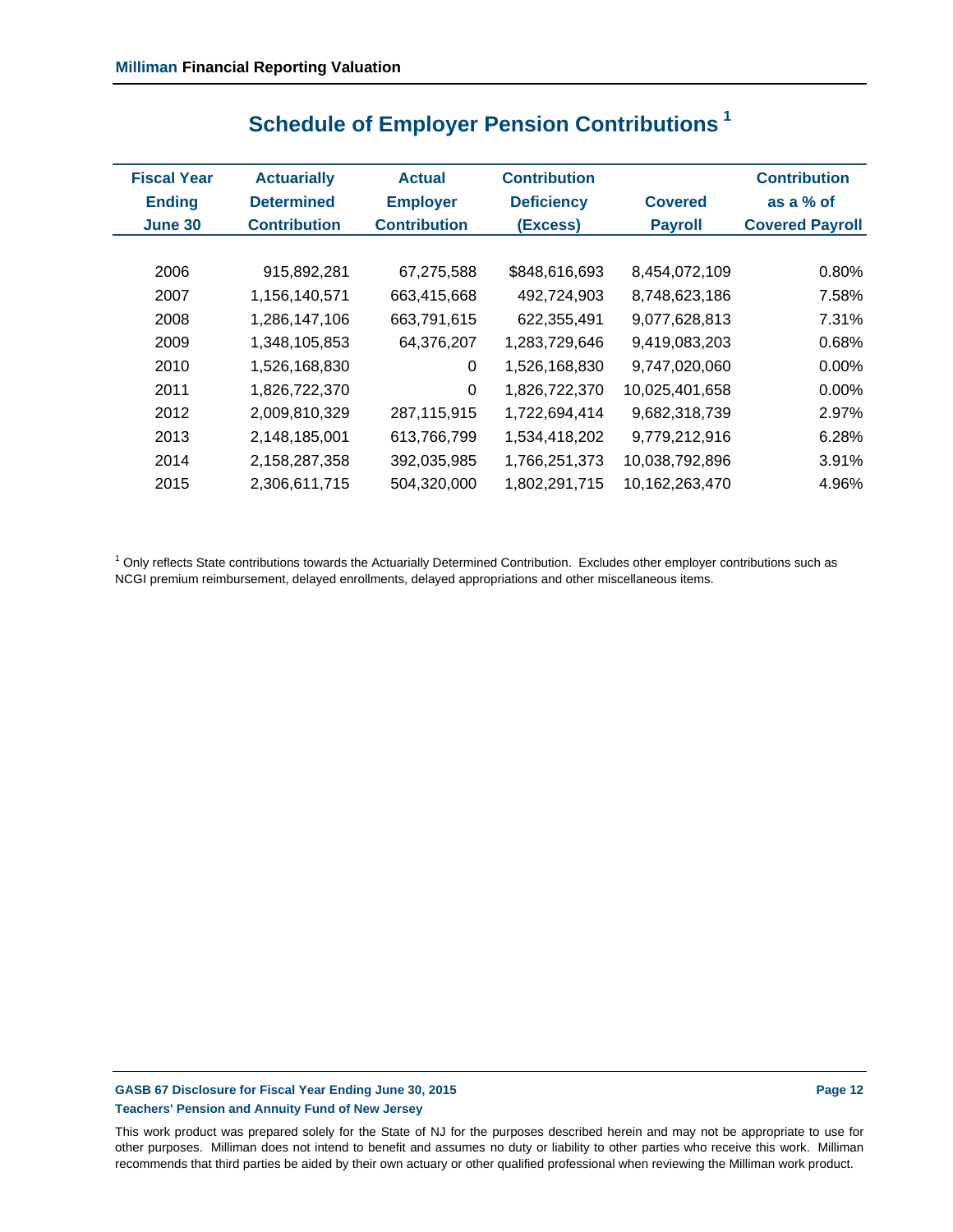## Schedule of Employer Pension Contributions [1]

| Fiscal Year Ending June 30 | Actuarially Determined Contribution | Actual Employer Contribution | Contribution Deficiency (Excess) | Covered Payroll | Contribution as a % of Covered Payroll |
|---|---|---|---|---|---|
| 2006 | 915,892,281 | 67,275,588 | $848,616,693 | 8,454,072,109 | 0.80% |
| 2007 | 1,156,140,571 | 663,415,668 | 492,724,903 | 8,748,623,186 | 7.58% |
| 2008 | 1,286,147,106 | 663,791,615 | 622,355,491 | 9,077,628,813 | 7.31% |
| 2009 | 1,348,105,853 | 64,376,207 | 1,283,729,646 | 9,419,083,203 | 0.68% |
| 2010 | 1,526,168,830 | 0 | 1,526,168,830 | 9,747,020,060 | 0.00% |
| 2011 | 1,826,722,370 | 0 | 1,826,722,370 | 10,025,401,658 | 0.00% |
| 2012 | 2,009,810,329 | 287,115,915 | 1,722,694,414 | 9,682,318,739 | 2.97% |
| 2013 | 2,148,185,001 | 613,766,799 | 1,534,418,202 | 9,779,212,916 | 6.28% |
| 2014 | 2,158,287,358 | 392,035,985 | 1,766,251,373 | 10,038,792,896 | 3.91% |
| 2015 | 2,306,611,715 | 504,320,000 | 1,802,291,715 | 10,162,263,470 | 4.96% |

[1] Only reflects State contributions towards the Actuarially Determined Contribution. Excludes other employer contributions such as NCGI premium reimbursement, delayed enrollments, delayed appropriations and other miscellaneous items.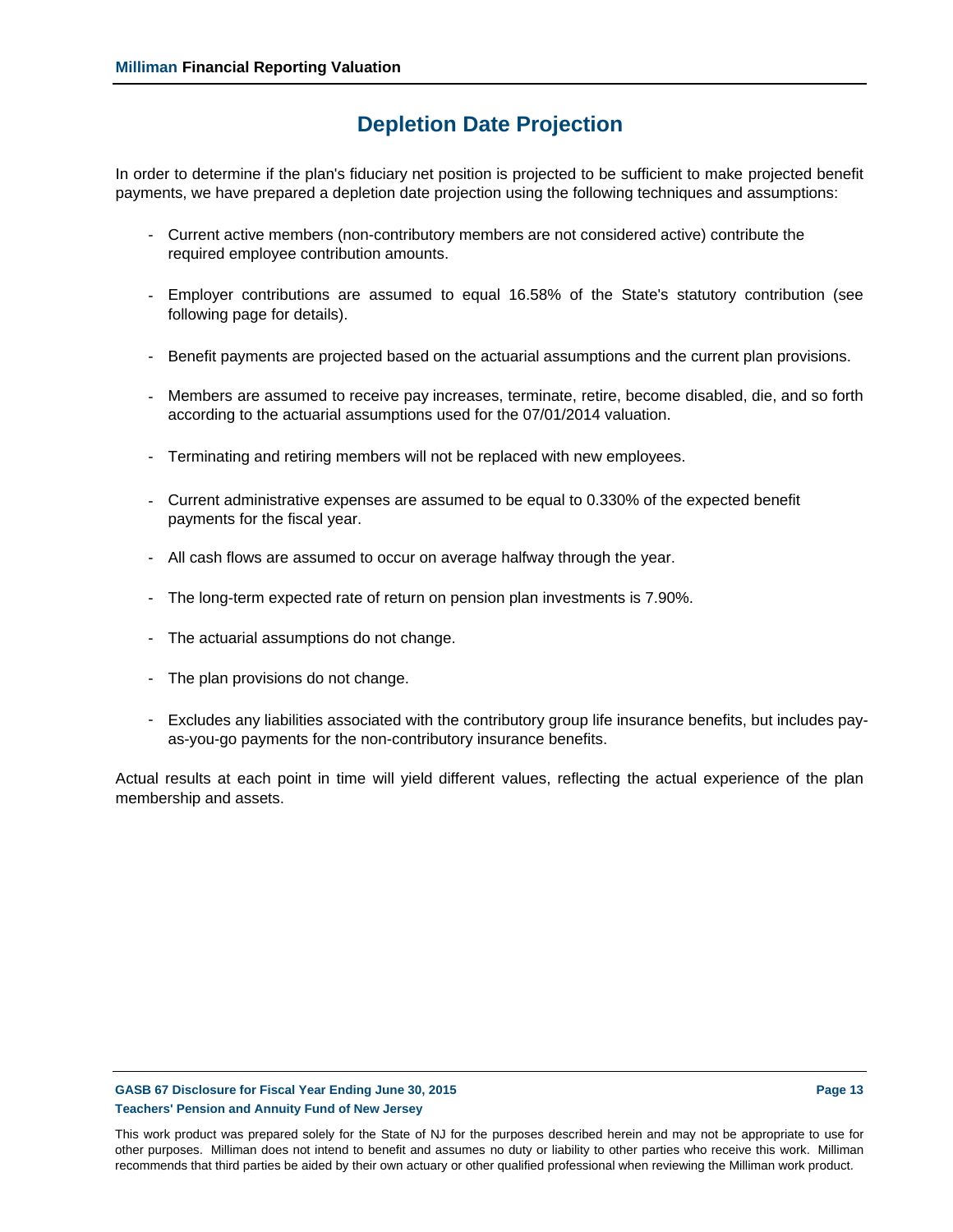# Depletion Date Projection

In order to determine if the plan's fiduciary net position is projected to be sufficient to make projected benefit payments, we have prepared a depletion date projection using the following techniques and assumptions:

- Current active members (non-contributory members are not considered active) contribute the required employee contribution amounts.
- Employer contributions are assumed to equal 16.58% of the State's statutory contribution (see following page for details).
- Benefit payments are projected based on the actuarial assumptions and the current plan provisions.
- Members are assumed to receive pay increases, terminate, retire, become disabled, die, and so forth according to the actuarial assumptions used for the 07/01/2014 valuation.
- Terminating and retiring members will not be replaced with new employees.
- Current administrative expenses are assumed to be equal to 0.330% of the expected benefit payments for the fiscal year.
- All cash flows are assumed to occur on average halfway through the year.
- The long-term expected rate of return on pension plan investments is 7.90%.
- The actuarial assumptions do not change.
- The plan provisions do not change.
- Excludes any liabilities associated with the contributory group life insurance benefits, but includes pay-as-you-go payments for the non-contributory insurance benefits.

Actual results at each point in time will yield different values, reflecting the actual experience of the plan membership and assets.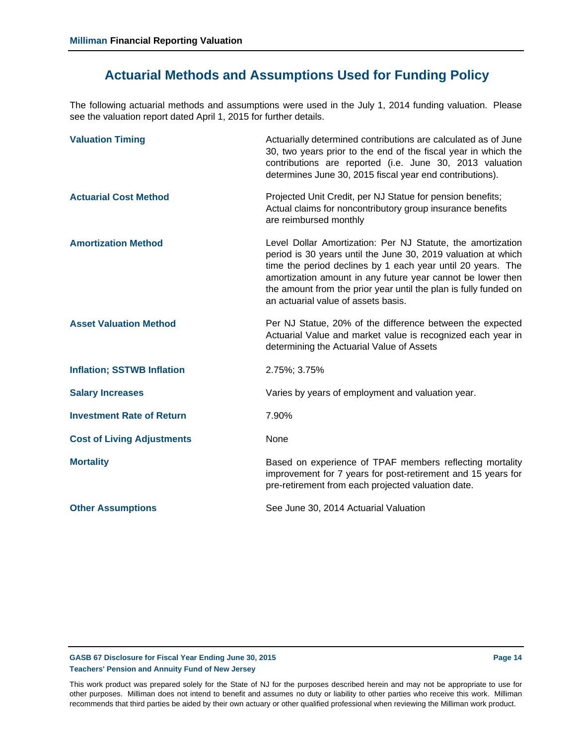# Actuarial Methods and Assumptions Used for Funding Policy

The following actuarial methods and assumptions were used in the July 1, 2014 funding valuation. Please see the valuation report dated April 1, 2015 for further details.

| | |
|---|---|
| **Valuation Timing** | Actuarially determined contributions are calculated as of June 30, two years prior to the end of the fiscal year in which the contributions are reported (i.e. June 30, 2013 valuation determines June 30, 2015 fiscal year end contributions). |
| **Actuarial Cost Method** | Projected Unit Credit, per NJ Statue for pension benefits; Actual claims for noncontributory group insurance benefits are reimbursed monthly |
| **Amortization Method** | Level Dollar Amortization: Per NJ Statute, the amortization period is 30 years until the June 30, 2019 valuation at which time the period declines by 1 each year until 20 years. The amortization amount in any future year cannot be lower then the amount from the prior year until the plan is fully funded on an actuarial value of assets basis. |
| **Asset Valuation Method** | Per NJ Statue, 20% of the difference between the expected Actuarial Value and market value is recognized each year in determining the Actuarial Value of Assets |
| **Inflation; SSTWB Inflation** | 2.75%; 3.75% |
| **Salary Increases** | Varies by years of employment and valuation year. |
| **Investment Rate of Return** | 7.90% |
| **Cost of Living Adjustments** | None |
| **Mortality** | Based on experience of TPAF members reflecting mortality improvement for 7 years for post-retirement and 15 years for pre-retirement from each projected valuation date. |
| **Other Assumptions** | See June 30, 2014 Actuarial Valuation |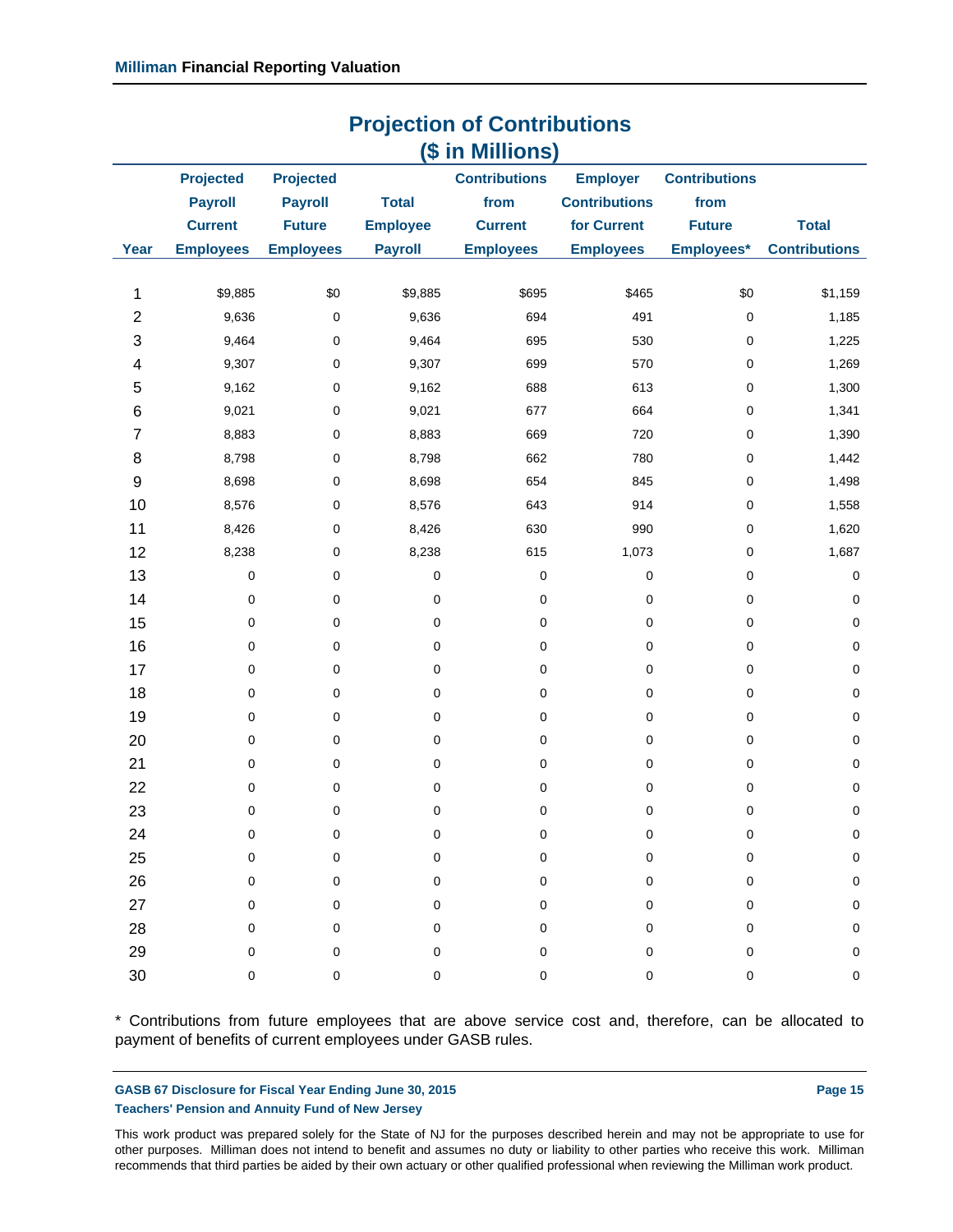## Projection of Contributions
### ($ in Millions)

| Year | Projected Payroll Current Employees | Projected Payroll Future Employees | Total Employee Payroll | Contributions from Current Employees | Employer Contributions for Current Employees | Contributions from Future Employees* | Total Contributions |
|---|---|---|---|---|---|---|---|
| 1 | $9,885 | $0 | $9,885 | $695 | $465 | $0 | $1,159 |
| 2 | 9,636 | 0 | 9,636 | 694 | 491 | 0 | 1,185 |
| 3 | 9,464 | 0 | 9,464 | 695 | 530 | 0 | 1,225 |
| 4 | 9,307 | 0 | 9,307 | 699 | 570 | 0 | 1,269 |
| 5 | 9,162 | 0 | 9,162 | 688 | 613 | 0 | 1,300 |
| 6 | 9,021 | 0 | 9,021 | 677 | 664 | 0 | 1,341 |
| 7 | 8,883 | 0 | 8,883 | 669 | 720 | 0 | 1,390 |
| 8 | 8,798 | 0 | 8,798 | 662 | 780 | 0 | 1,442 |
| 9 | 8,698 | 0 | 8,698 | 654 | 845 | 0 | 1,498 |
| 10 | 8,576 | 0 | 8,576 | 643 | 914 | 0 | 1,558 |
| 11 | 8,426 | 0 | 8,426 | 630 | 990 | 0 | 1,620 |
| 12 | 8,238 | 0 | 8,238 | 615 | 1,073 | 0 | 1,687 |
| 13 | 0 | 0 | 0 | 0 | 0 | 0 | 0 |
| 14 | 0 | 0 | 0 | 0 | 0 | 0 | 0 |
| 15 | 0 | 0 | 0 | 0 | 0 | 0 | 0 |
| 16 | 0 | 0 | 0 | 0 | 0 | 0 | 0 |
| 17 | 0 | 0 | 0 | 0 | 0 | 0 | 0 |
| 18 | 0 | 0 | 0 | 0 | 0 | 0 | 0 |
| 19 | 0 | 0 | 0 | 0 | 0 | 0 | 0 |
| 20 | 0 | 0 | 0 | 0 | 0 | 0 | 0 |
| 21 | 0 | 0 | 0 | 0 | 0 | 0 | 0 |
| 22 | 0 | 0 | 0 | 0 | 0 | 0 | 0 |
| 23 | 0 | 0 | 0 | 0 | 0 | 0 | 0 |
| 24 | 0 | 0 | 0 | 0 | 0 | 0 | 0 |
| 25 | 0 | 0 | 0 | 0 | 0 | 0 | 0 |
| 26 | 0 | 0 | 0 | 0 | 0 | 0 | 0 |
| 27 | 0 | 0 | 0 | 0 | 0 | 0 | 0 |
| 28 | 0 | 0 | 0 | 0 | 0 | 0 | 0 |
| 29 | 0 | 0 | 0 | 0 | 0 | 0 | 0 |
| 30 | 0 | 0 | 0 | 0 | 0 | 0 | 0 |

* Contributions from future employees that are above service cost and, therefore, can be allocated to payment of benefits of current employees under GASB rules.

This work product was prepared solely for the State of NJ for the purposes described herein and may not be appropriate to use for other purposes. Milliman does not intend to benefit and assumes no duty or liability to other parties who receive this work. Milliman recommends that third parties be aided by their own actuary or other qualified professional when reviewing the Milliman work product.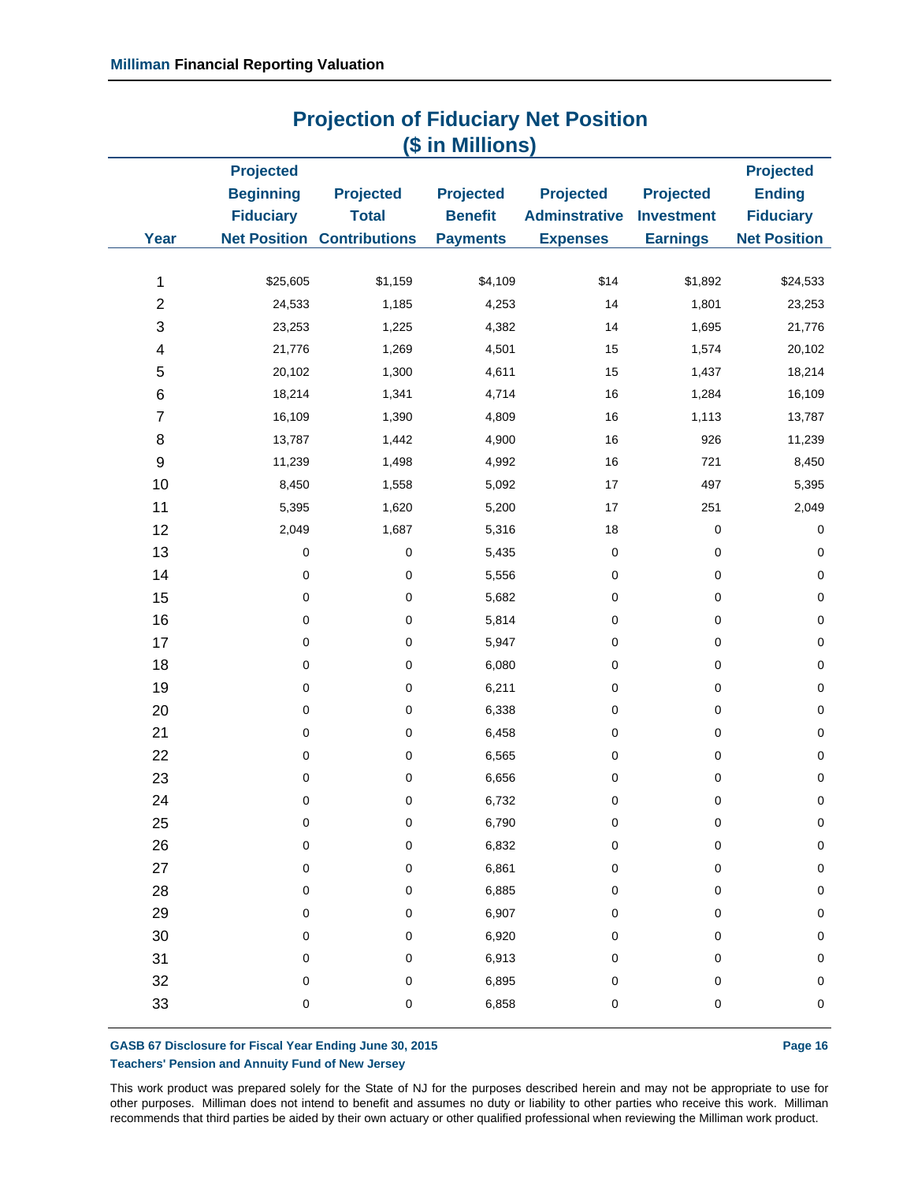## Projection of Fiduciary Net Position
## ($ in Millions)

| Year | Projected Beginning Fiduciary Net Position | Projected Total Contributions | Projected Benefit Payments | Projected Adminstrative Expenses | Projected Investment Earnings | Projected Ending Fiduciary Net Position |
|---|---|---|---|---|---|---|
| 1 | $25,605 | $1,159 | $4,109 | $14 | $1,892 | $24,533 |
| 2 | 24,533 | 1,185 | 4,253 | 14 | 1,801 | 23,253 |
| 3 | 23,253 | 1,225 | 4,382 | 14 | 1,695 | 21,776 |
| 4 | 21,776 | 1,269 | 4,501 | 15 | 1,574 | 20,102 |
| 5 | 20,102 | 1,300 | 4,611 | 15 | 1,437 | 18,214 |
| 6 | 18,214 | 1,341 | 4,714 | 16 | 1,284 | 16,109 |
| 7 | 16,109 | 1,390 | 4,809 | 16 | 1,113 | 13,787 |
| 8 | 13,787 | 1,442 | 4,900 | 16 | 926 | 11,239 |
| 9 | 11,239 | 1,498 | 4,992 | 16 | 721 | 8,450 |
| 10 | 8,450 | 1,558 | 5,092 | 17 | 497 | 5,395 |
| 11 | 5,395 | 1,620 | 5,200 | 17 | 251 | 2,049 |
| 12 | 2,049 | 1,687 | 5,316 | 18 | 0 | 0 |
| 13 | 0 | 0 | 5,435 | 0 | 0 | 0 |
| 14 | 0 | 0 | 5,556 | 0 | 0 | 0 |
| 15 | 0 | 0 | 5,682 | 0 | 0 | 0 |
| 16 | 0 | 0 | 5,814 | 0 | 0 | 0 |
| 17 | 0 | 0 | 5,947 | 0 | 0 | 0 |
| 18 | 0 | 0 | 6,080 | 0 | 0 | 0 |
| 19 | 0 | 0 | 6,211 | 0 | 0 | 0 |
| 20 | 0 | 0 | 6,338 | 0 | 0 | 0 |
| 21 | 0 | 0 | 6,458 | 0 | 0 | 0 |
| 22 | 0 | 0 | 6,565 | 0 | 0 | 0 |
| 23 | 0 | 0 | 6,656 | 0 | 0 | 0 |
| 24 | 0 | 0 | 6,732 | 0 | 0 | 0 |
| 25 | 0 | 0 | 6,790 | 0 | 0 | 0 |
| 26 | 0 | 0 | 6,832 | 0 | 0 | 0 |
| 27 | 0 | 0 | 6,861 | 0 | 0 | 0 |
| 28 | 0 | 0 | 6,885 | 0 | 0 | 0 |
| 29 | 0 | 0 | 6,907 | 0 | 0 | 0 |
| 30 | 0 | 0 | 6,920 | 0 | 0 | 0 |
| 31 | 0 | 0 | 6,913 | 0 | 0 | 0 |
| 32 | 0 | 0 | 6,895 | 0 | 0 | 0 |
| 33 | 0 | 0 | 6,858 | 0 | 0 | 0 |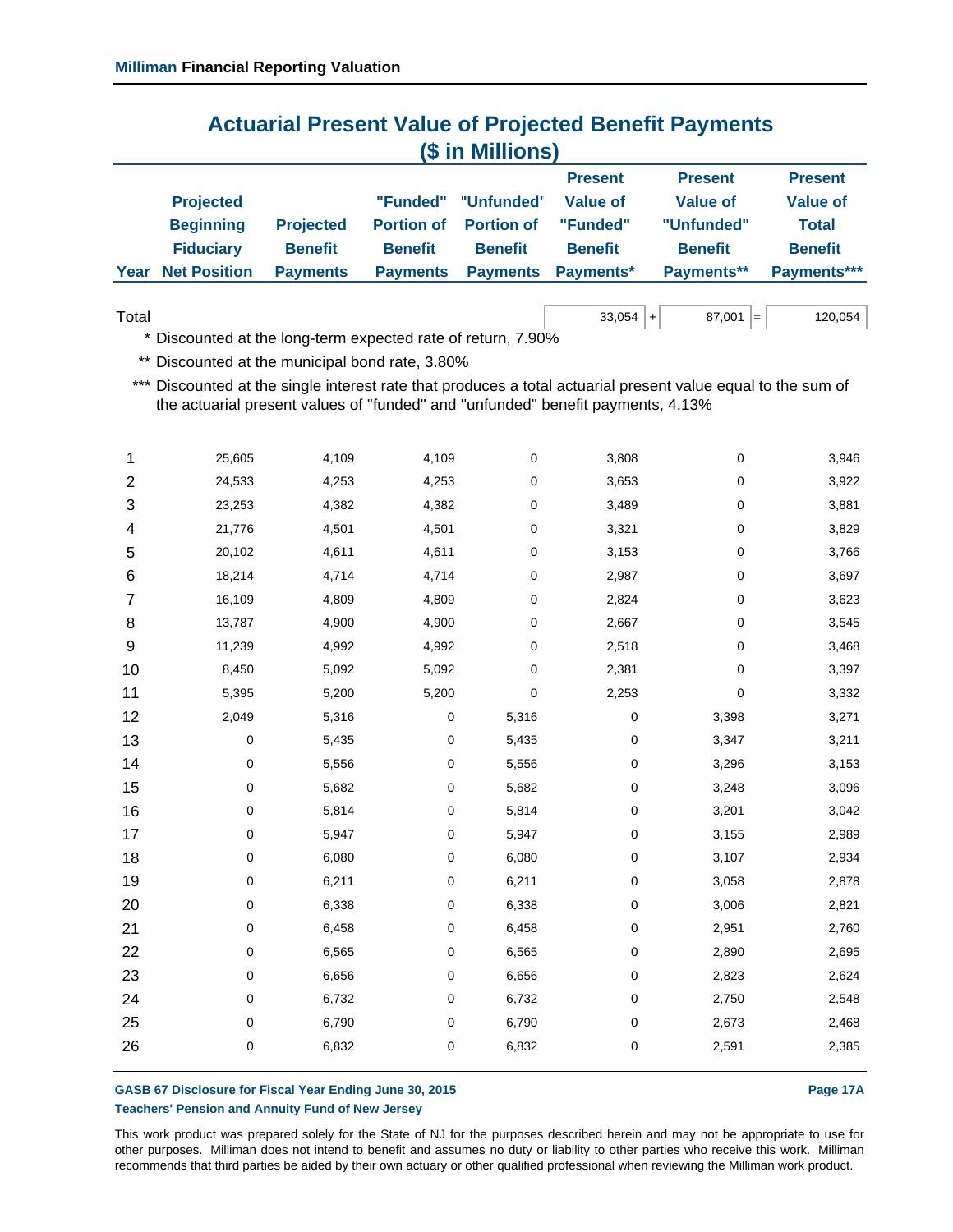## Actuarial Present Value of Projected Benefit Payments
## ($ in Millions)

| Year | Projected Beginning Fiduciary Net Position | Projected Benefit Payments | "Funded" Portion of Benefit Payments | "Unfunded" Portion of Benefit Payments | Present Value of "Funded" Benefit Payments* | Present Value of "Unfunded" Benefit Payments** | Present Value of Total Benefit Payments*** |
|---|---|---|---|---|---|---|---|
| Total | | | | | 33,054 + | 87,001 = | 120,054 |

\* Discounted at the long-term expected rate of return, 7.90%

\** Discounted at the municipal bond rate, 3.80%

\*** Discounted at the single interest rate that produces a total actuarial present value equal to the sum of the actuarial present values of "funded" and "unfunded" benefit payments, 4.13%

| Year | Projected Beginning Fiduciary Net Position | Projected Benefit Payments | "Funded" Portion of Benefit Payments | "Unfunded" Portion of Benefit Payments | Present Value of "Funded" Benefit Payments* | Present Value of "Unfunded" Benefit Payments** | Present Value of Total Benefit Payments*** |
|---|---|---|---|---|---|---|---|
| 1 | 25,605 | 4,109 | 4,109 | 0 | 3,808 | 0 | 3,946 |
| 2 | 24,533 | 4,253 | 4,253 | 0 | 3,653 | 0 | 3,922 |
| 3 | 23,253 | 4,382 | 4,382 | 0 | 3,489 | 0 | 3,881 |
| 4 | 21,776 | 4,501 | 4,501 | 0 | 3,321 | 0 | 3,829 |
| 5 | 20,102 | 4,611 | 4,611 | 0 | 3,153 | 0 | 3,766 |
| 6 | 18,214 | 4,714 | 4,714 | 0 | 2,987 | 0 | 3,697 |
| 7 | 16,109 | 4,809 | 4,809 | 0 | 2,824 | 0 | 3,623 |
| 8 | 13,787 | 4,900 | 4,900 | 0 | 2,667 | 0 | 3,545 |
| 9 | 11,239 | 4,992 | 4,992 | 0 | 2,518 | 0 | 3,468 |
| 10 | 8,450 | 5,092 | 5,092 | 0 | 2,381 | 0 | 3,397 |
| 11 | 5,395 | 5,200 | 5,200 | 0 | 2,253 | 0 | 3,332 |
| 12 | 2,049 | 5,316 | 0 | 5,316 | 0 | 3,398 | 3,271 |
| 13 | 0 | 5,435 | 0 | 5,435 | 0 | 3,347 | 3,211 |
| 14 | 0 | 5,556 | 0 | 5,556 | 0 | 3,296 | 3,153 |
| 15 | 0 | 5,682 | 0 | 5,682 | 0 | 3,248 | 3,096 |
| 16 | 0 | 5,814 | 0 | 5,814 | 0 | 3,201 | 3,042 |
| 17 | 0 | 5,947 | 0 | 5,947 | 0 | 3,155 | 2,989 |
| 18 | 0 | 6,080 | 0 | 6,080 | 0 | 3,107 | 2,934 |
| 19 | 0 | 6,211 | 0 | 6,211 | 0 | 3,058 | 2,878 |
| 20 | 0 | 6,338 | 0 | 6,338 | 0 | 3,006 | 2,821 |
| 21 | 0 | 6,458 | 0 | 6,458 | 0 | 2,951 | 2,760 |
| 22 | 0 | 6,565 | 0 | 6,565 | 0 | 2,890 | 2,695 |
| 23 | 0 | 6,656 | 0 | 6,656 | 0 | 2,823 | 2,624 |
| 24 | 0 | 6,732 | 0 | 6,732 | 0 | 2,750 | 2,548 |
| 25 | 0 | 6,790 | 0 | 6,790 | 0 | 2,673 | 2,468 |
| 26 | 0 | 6,832 | 0 | 6,832 | 0 | 2,591 | 2,385 |

This work product was prepared solely for the State of NJ for the purposes described herein and may not be appropriate to use for other purposes. Milliman does not intend to benefit and assumes no duty or liability to other parties who receive this work. Milliman recommends that third parties be aided by their own actuary or other qualified professional when reviewing the Milliman work product.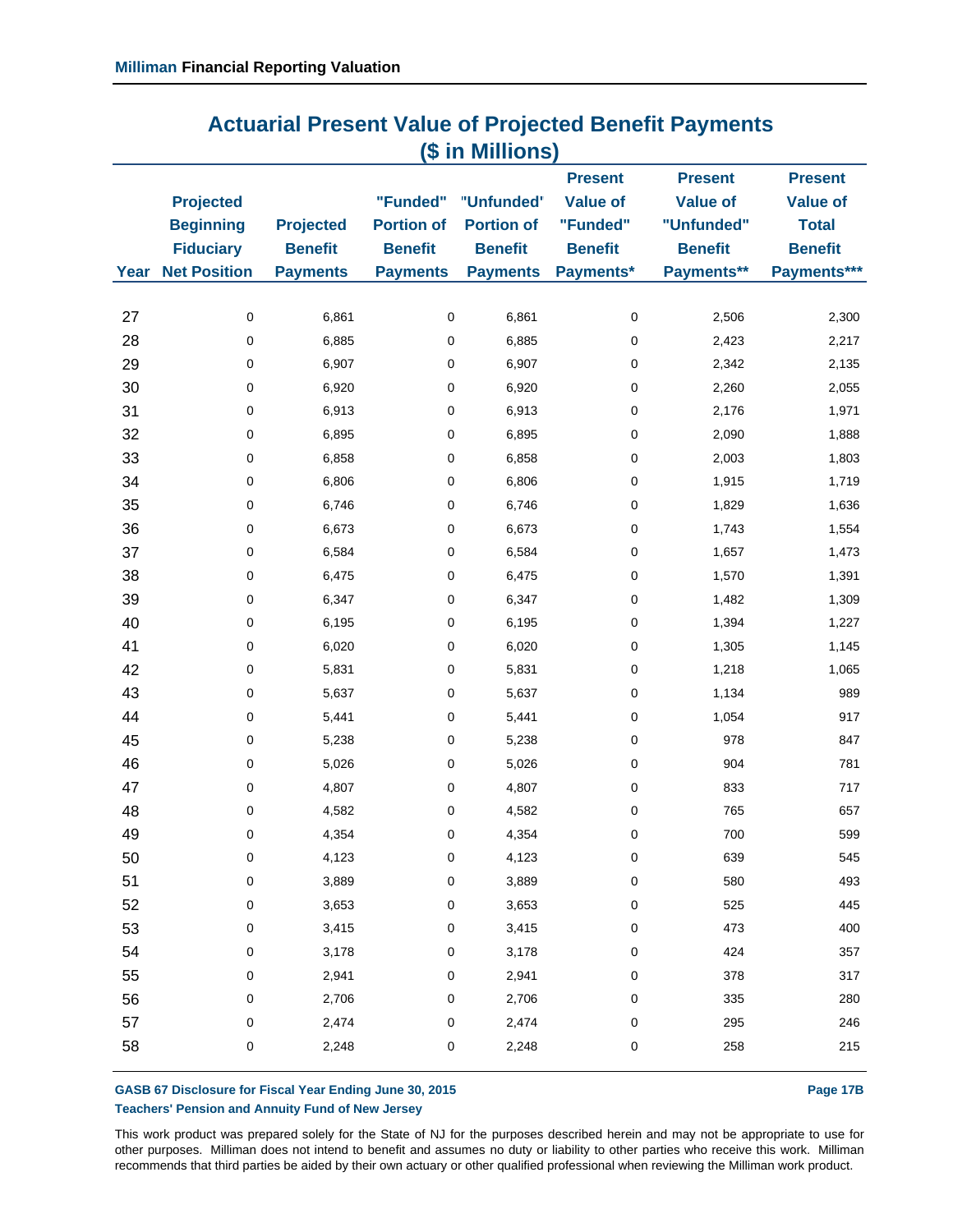## Actuarial Present Value of Projected Benefit Payments
## ($ in Millions)

| Year | Projected Beginning Fiduciary Net Position | Projected Benefit Payments | "Funded" Portion of Benefit Payments | "Unfunded' Portion of Benefit Payments | Present Value of "Funded" Benefit Payments* | Present Value of "Unfunded" Benefit Payments** | Present Value of Total Benefit Payments*** |
|---|---|---|---|---|---|---|---|
| 27 | 0 | 6,861 | 0 | 6,861 | 0 | 2,506 | 2,300 |
| 28 | 0 | 6,885 | 0 | 6,885 | 0 | 2,423 | 2,217 |
| 29 | 0 | 6,907 | 0 | 6,907 | 0 | 2,342 | 2,135 |
| 30 | 0 | 6,920 | 0 | 6,920 | 0 | 2,260 | 2,055 |
| 31 | 0 | 6,913 | 0 | 6,913 | 0 | 2,176 | 1,971 |
| 32 | 0 | 6,895 | 0 | 6,895 | 0 | 2,090 | 1,888 |
| 33 | 0 | 6,858 | 0 | 6,858 | 0 | 2,003 | 1,803 |
| 34 | 0 | 6,806 | 0 | 6,806 | 0 | 1,915 | 1,719 |
| 35 | 0 | 6,746 | 0 | 6,746 | 0 | 1,829 | 1,636 |
| 36 | 0 | 6,673 | 0 | 6,673 | 0 | 1,743 | 1,554 |
| 37 | 0 | 6,584 | 0 | 6,584 | 0 | 1,657 | 1,473 |
| 38 | 0 | 6,475 | 0 | 6,475 | 0 | 1,570 | 1,391 |
| 39 | 0 | 6,347 | 0 | 6,347 | 0 | 1,482 | 1,309 |
| 40 | 0 | 6,195 | 0 | 6,195 | 0 | 1,394 | 1,227 |
| 41 | 0 | 6,020 | 0 | 6,020 | 0 | 1,305 | 1,145 |
| 42 | 0 | 5,831 | 0 | 5,831 | 0 | 1,218 | 1,065 |
| 43 | 0 | 5,637 | 0 | 5,637 | 0 | 1,134 | 989 |
| 44 | 0 | 5,441 | 0 | 5,441 | 0 | 1,054 | 917 |
| 45 | 0 | 5,238 | 0 | 5,238 | 0 | 978 | 847 |
| 46 | 0 | 5,026 | 0 | 5,026 | 0 | 904 | 781 |
| 47 | 0 | 4,807 | 0 | 4,807 | 0 | 833 | 717 |
| 48 | 0 | 4,582 | 0 | 4,582 | 0 | 765 | 657 |
| 49 | 0 | 4,354 | 0 | 4,354 | 0 | 700 | 599 |
| 50 | 0 | 4,123 | 0 | 4,123 | 0 | 639 | 545 |
| 51 | 0 | 3,889 | 0 | 3,889 | 0 | 580 | 493 |
| 52 | 0 | 3,653 | 0 | 3,653 | 0 | 525 | 445 |
| 53 | 0 | 3,415 | 0 | 3,415 | 0 | 473 | 400 |
| 54 | 0 | 3,178 | 0 | 3,178 | 0 | 424 | 357 |
| 55 | 0 | 2,941 | 0 | 2,941 | 0 | 378 | 317 |
| 56 | 0 | 2,706 | 0 | 2,706 | 0 | 335 | 280 |
| 57 | 0 | 2,474 | 0 | 2,474 | 0 | 295 | 246 |
| 58 | 0 | 2,248 | 0 | 2,248 | 0 | 258 | 215 |

**GASB 67 Disclosure for Fiscal Year Ending June 30, 2015**
**Teachers' Pension and Annuity Fund of New Jersey**

This work product was prepared solely for the State of NJ for the purposes described herein and may not be appropriate to use for other purposes. Milliman does not intend to benefit and assumes no duty or liability to other parties who receive this work. Milliman recommends that third parties be aided by their own actuary or other qualified professional when reviewing the Milliman work product.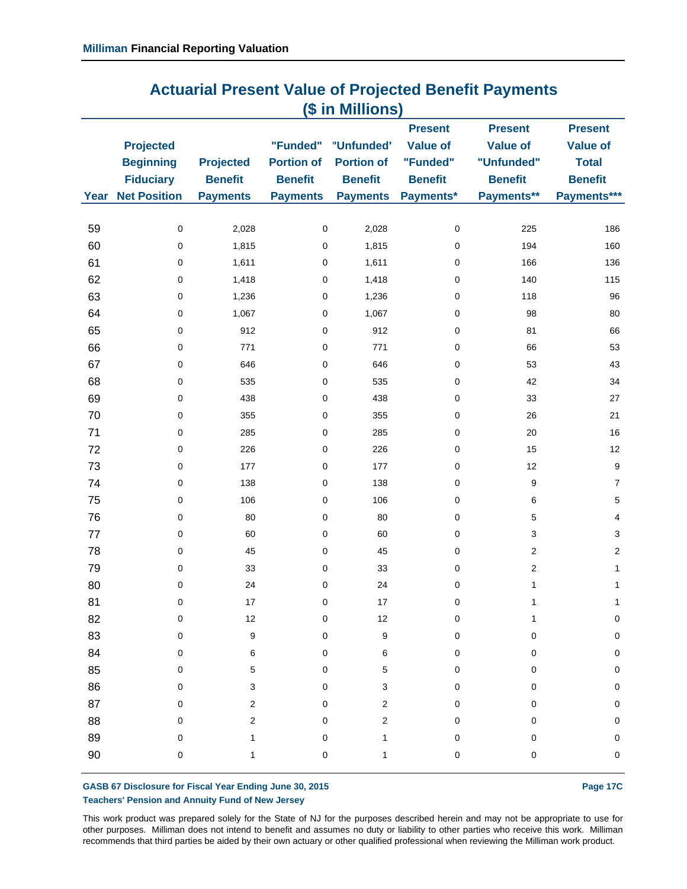## Actuarial Present Value of Projected Benefit Payments
## ($ in Millions)

| Year | Projected Beginning Fiduciary Net Position | Projected Benefit Payments | "Funded" Portion of Benefit Payments | "Unfunded' Portion of Benefit Payments | Present Value of "Funded" Benefit Payments* | Present Value of "Unfunded" Benefit Payments** | Present Value of Total Benefit Payments*** |
|---|---|---|---|---|---|---|---|
| 59 | 0 | 2,028 | 0 | 2,028 | 0 | 225 | 186 |
| 60 | 0 | 1,815 | 0 | 1,815 | 0 | 194 | 160 |
| 61 | 0 | 1,611 | 0 | 1,611 | 0 | 166 | 136 |
| 62 | 0 | 1,418 | 0 | 1,418 | 0 | 140 | 115 |
| 63 | 0 | 1,236 | 0 | 1,236 | 0 | 118 | 96 |
| 64 | 0 | 1,067 | 0 | 1,067 | 0 | 98 | 80 |
| 65 | 0 | 912 | 0 | 912 | 0 | 81 | 66 |
| 66 | 0 | 771 | 0 | 771 | 0 | 66 | 53 |
| 67 | 0 | 646 | 0 | 646 | 0 | 53 | 43 |
| 68 | 0 | 535 | 0 | 535 | 0 | 42 | 34 |
| 69 | 0 | 438 | 0 | 438 | 0 | 33 | 27 |
| 70 | 0 | 355 | 0 | 355 | 0 | 26 | 21 |
| 71 | 0 | 285 | 0 | 285 | 0 | 20 | 16 |
| 72 | 0 | 226 | 0 | 226 | 0 | 15 | 12 |
| 73 | 0 | 177 | 0 | 177 | 0 | 12 | 9 |
| 74 | 0 | 138 | 0 | 138 | 0 | 9 | 7 |
| 75 | 0 | 106 | 0 | 106 | 0 | 6 | 5 |
| 76 | 0 | 80 | 0 | 80 | 0 | 5 | 4 |
| 77 | 0 | 60 | 0 | 60 | 0 | 3 | 3 |
| 78 | 0 | 45 | 0 | 45 | 0 | 2 | 2 |
| 79 | 0 | 33 | 0 | 33 | 0 | 2 | 1 |
| 80 | 0 | 24 | 0 | 24 | 0 | 1 | 1 |
| 81 | 0 | 17 | 0 | 17 | 0 | 1 | 1 |
| 82 | 0 | 12 | 0 | 12 | 0 | 1 | 0 |
| 83 | 0 | 9 | 0 | 9 | 0 | 0 | 0 |
| 84 | 0 | 6 | 0 | 6 | 0 | 0 | 0 |
| 85 | 0 | 5 | 0 | 5 | 0 | 0 | 0 |
| 86 | 0 | 3 | 0 | 3 | 0 | 0 | 0 |
| 87 | 0 | 2 | 0 | 2 | 0 | 0 | 0 |
| 88 | 0 | 2 | 0 | 2 | 0 | 0 | 0 |
| 89 | 0 | 1 | 0 | 1 | 0 | 0 | 0 |
| 90 | 0 | 1 | 0 | 1 | 0 | 0 | 0 |

This work product was prepared solely for the State of NJ for the purposes described herein and may not be appropriate to use for other purposes. Milliman does not intend to benefit and assumes no duty or liability to other parties who receive this work. Milliman recommends that third parties be aided by their own actuary or other qualified professional when reviewing the Milliman work product.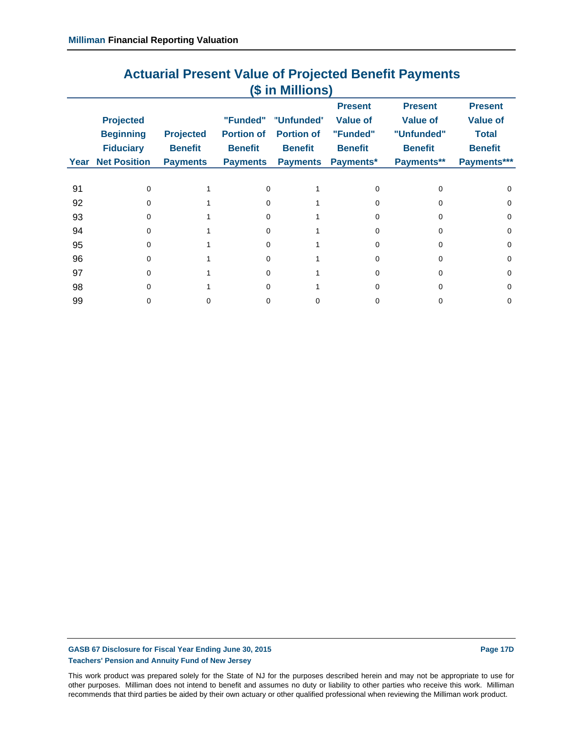## Actuarial Present Value of Projected Benefit Payments
## ($ in Millions)

| Year | Projected Beginning Fiduciary Net Position | Projected Benefit Payments | "Funded" Portion of Benefit Payments | "Unfunded" Portion of Benefit Payments | Present Value of "Funded" Benefit Payments* | Present Value of "Unfunded" Benefit Payments** | Present Value of Total Benefit Payments*** |
|---|---|---|---|---|---|---|---|
| 91 | 0 | 1 | 0 | 1 | 0 | 0 | 0 |
| 92 | 0 | 1 | 0 | 1 | 0 | 0 | 0 |
| 93 | 0 | 1 | 0 | 1 | 0 | 0 | 0 |
| 94 | 0 | 1 | 0 | 1 | 0 | 0 | 0 |
| 95 | 0 | 1 | 0 | 1 | 0 | 0 | 0 |
| 96 | 0 | 1 | 0 | 1 | 0 | 0 | 0 |
| 97 | 0 | 1 | 0 | 1 | 0 | 0 | 0 |
| 98 | 0 | 1 | 0 | 1 | 0 | 0 | 0 |
| 99 | 0 | 0 | 0 | 0 | 0 | 0 | 0 |

**GASB 67 Disclosure for Fiscal Year Ending June 30, 2015**
**Teachers' Pension and Annuity Fund of New Jersey**

This work product was prepared solely for the State of NJ for the purposes described herein and may not be appropriate to use for other purposes. Milliman does not intend to benefit and assumes no duty or liability to other parties who receive this work. Milliman recommends that third parties be aided by their own actuary or other qualified professional when reviewing the Milliman work product.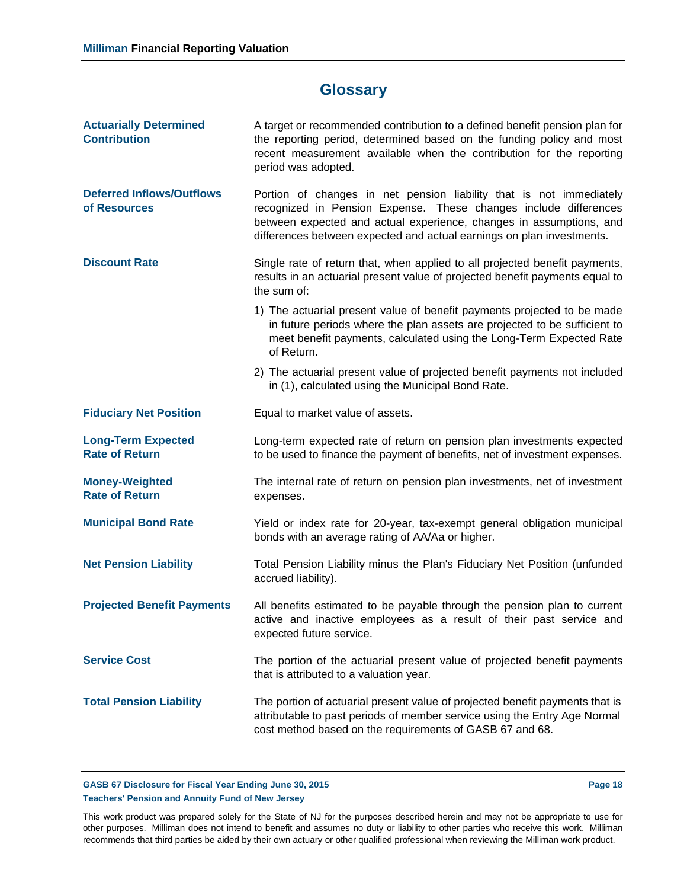# Glossary

**Actuarially Determined Contribution**

A target or recommended contribution to a defined benefit pension plan for the reporting period, determined based on the funding policy and most recent measurement available when the contribution for the reporting period was adopted.

**Deferred Inflows/Outflows of Resources**

Portion of changes in net pension liability that is not immediately recognized in Pension Expense. These changes include differences between expected and actual experience, changes in assumptions, and differences between expected and actual earnings on plan investments.

**Discount Rate**

Single rate of return that, when applied to all projected benefit payments, results in an actuarial present value of projected benefit payments equal to the sum of:

1) The actuarial present value of benefit payments projected to be made in future periods where the plan assets are projected to be sufficient to meet benefit payments, calculated using the Long-Term Expected Rate of Return.
2) The actuarial present value of projected benefit payments not included in (1), calculated using the Municipal Bond Rate.

**Fiduciary Net Position**

Equal to market value of assets.

**Long-Term Expected Rate of Return**

Long-term expected rate of return on pension plan investments expected to be used to finance the payment of benefits, net of investment expenses.

**Money-Weighted Rate of Return**

The internal rate of return on pension plan investments, net of investment expenses.

**Municipal Bond Rate**

Yield or index rate for 20-year, tax-exempt general obligation municipal bonds with an average rating of AA/Aa or higher.

**Net Pension Liability**

Total Pension Liability minus the Plan's Fiduciary Net Position (unfunded accrued liability).

**Projected Benefit Payments**

All benefits estimated to be payable through the pension plan to current active and inactive employees as a result of their past service and expected future service.

**Service Cost**

The portion of the actuarial present value of projected benefit payments that is attributed to a valuation year.

**Total Pension Liability**

The portion of actuarial present value of projected benefit payments that is attributable to past periods of member service using the Entry Age Normal cost method based on the requirements of GASB 67 and 68.

This work product was prepared solely for the State of NJ for the purposes described herein and may not be appropriate to use for other purposes. Milliman does not intend to benefit and assumes no duty or liability to other parties who receive this work. Milliman recommends that third parties be aided by their own actuary or other qualified professional when reviewing the Milliman work product.